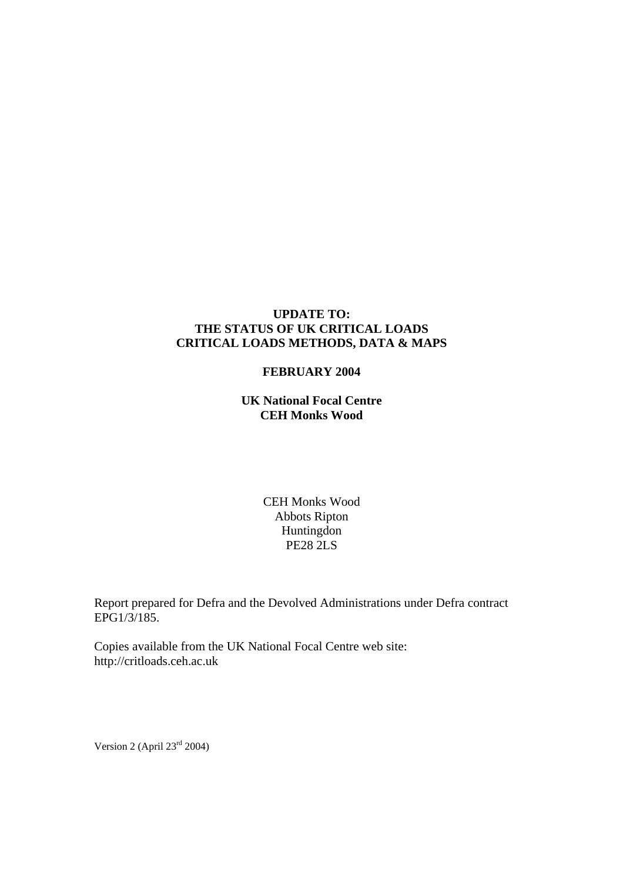# UPDATE TO:
# THE STATUS OF UK CRITICAL LOADS
# CRITICAL LOADS METHODS, DATA & MAPS

**FEBRUARY 2004**

**UK National Focal Centre**
**CEH Monks Wood**

CEH Monks Wood
Abbots Ripton
Huntingdon
PE28 2LS

Report prepared for Defra and the Devolved Administrations under Defra contract EPG1/3/185.

Copies available from the UK National Focal Centre web site:
http://critloads.ceh.ac.uk

Version 2 (April 23rd 2004)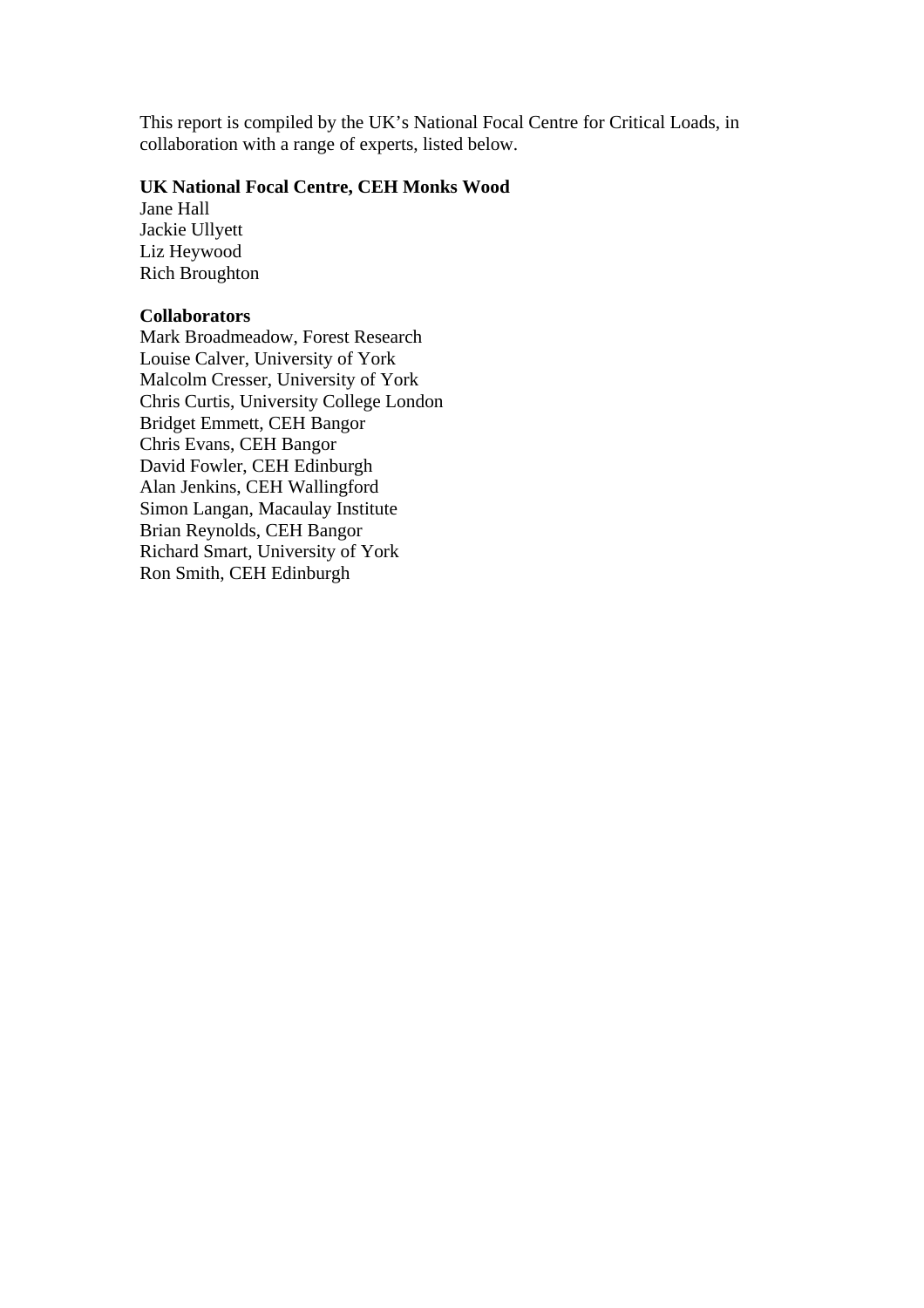This report is compiled by the UK's National Focal Centre for Critical Loads, in collaboration with a range of experts, listed below.

**UK National Focal Centre, CEH Monks Wood**

Jane Hall
Jackie Ullyett
Liz Heywood
Rich Broughton

**Collaborators**

Mark Broadmeadow, Forest Research
Louise Calver, University of York
Malcolm Cresser, University of York
Chris Curtis, University College London
Bridget Emmett, CEH Bangor
Chris Evans, CEH Bangor
David Fowler, CEH Edinburgh
Alan Jenkins, CEH Wallingford
Simon Langan, Macaulay Institute
Brian Reynolds, CEH Bangor
Richard Smart, University of York
Ron Smith, CEH Edinburgh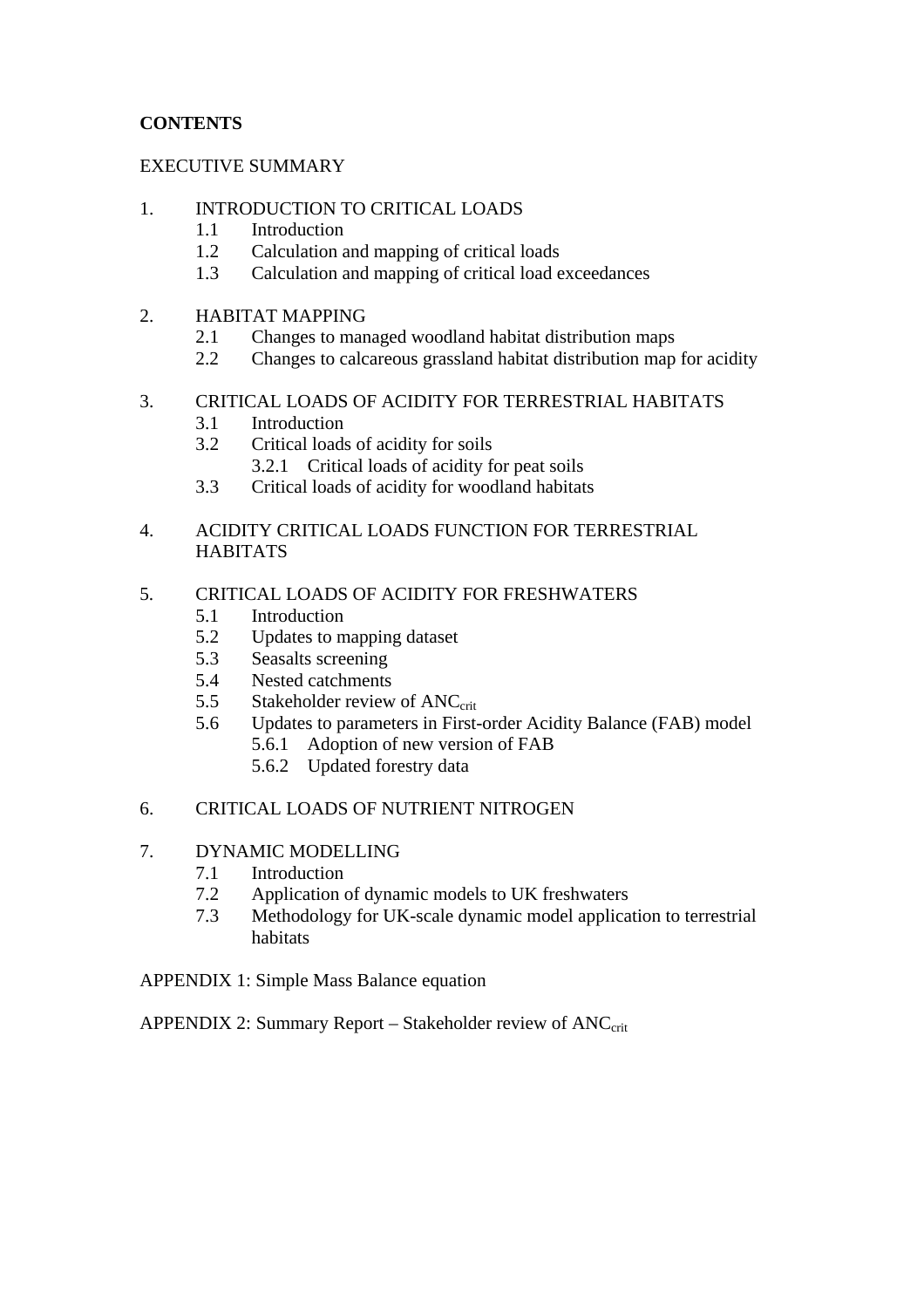**CONTENTS**

EXECUTIVE SUMMARY

1. INTRODUCTION TO CRITICAL LOADS
   - 1.1 Introduction
   - 1.2 Calculation and mapping of critical loads
   - 1.3 Calculation and mapping of critical load exceedances

2. HABITAT MAPPING
   - 2.1 Changes to managed woodland habitat distribution maps
   - 2.2 Changes to calcareous grassland habitat distribution map for acidity

3. CRITICAL LOADS OF ACIDITY FOR TERRESTRIAL HABITATS
   - 3.1 Introduction
   - 3.2 Critical loads of acidity for soils
     - 3.2.1 Critical loads of acidity for peat soils
   - 3.3 Critical loads of acidity for woodland habitats

4. ACIDITY CRITICAL LOADS FUNCTION FOR TERRESTRIAL HABITATS

5. CRITICAL LOADS OF ACIDITY FOR FRESHWATERS
   - 5.1 Introduction
   - 5.2 Updates to mapping dataset
   - 5.3 Seasalts screening
   - 5.4 Nested catchments
   - 5.5 Stakeholder review of $ANC_{crit}$
   - 5.6 Updates to parameters in First-order Acidity Balance (FAB) model
     - 5.6.1 Adoption of new version of FAB
     - 5.6.2 Updated forestry data

6. CRITICAL LOADS OF NUTRIENT NITROGEN

7. DYNAMIC MODELLING
   - 7.1 Introduction
   - 7.2 Application of dynamic models to UK freshwaters
   - 7.3 Methodology for UK-scale dynamic model application to terrestrial habitats

APPENDIX 1: Simple Mass Balance equation

APPENDIX 2: Summary Report – Stakeholder review of $ANC_{crit}$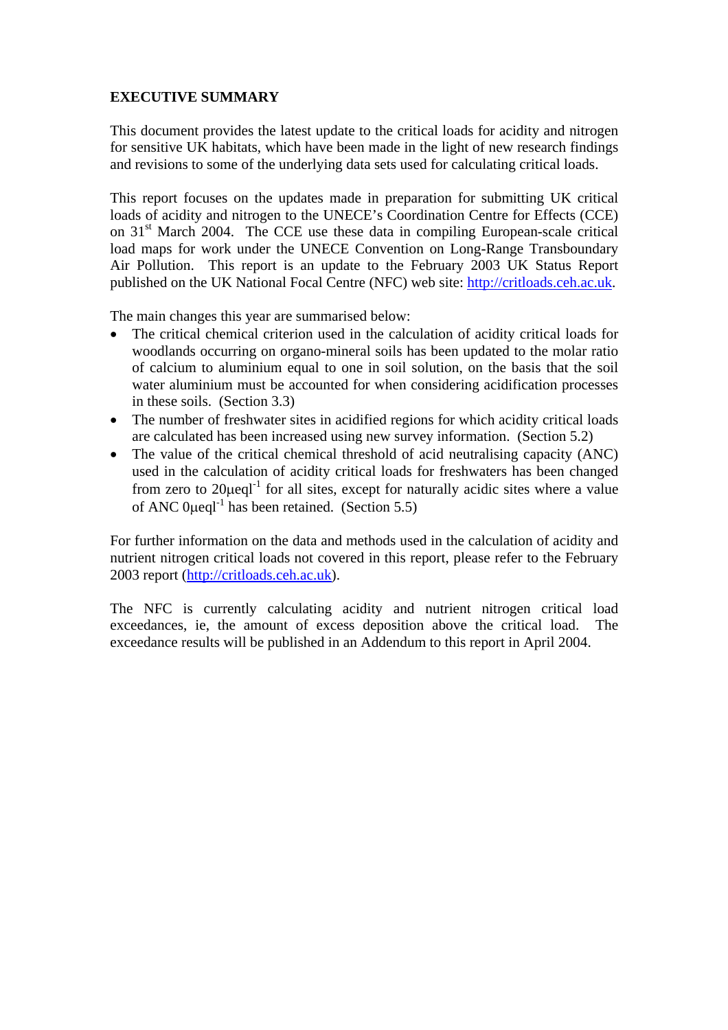**EXECUTIVE SUMMARY**

This document provides the latest update to the critical loads for acidity and nitrogen for sensitive UK habitats, which have been made in the light of new research findings and revisions to some of the underlying data sets used for calculating critical loads.

This report focuses on the updates made in preparation for submitting UK critical loads of acidity and nitrogen to the UNECE's Coordination Centre for Effects (CCE) on 31st March 2004. The CCE use these data in compiling European-scale critical load maps for work under the UNECE Convention on Long-Range Transboundary Air Pollution. This report is an update to the February 2003 UK Status Report published on the UK National Focal Centre (NFC) web site: http://critloads.ceh.ac.uk.

The main changes this year are summarised below:

- The critical chemical criterion used in the calculation of acidity critical loads for woodlands occurring on organo-mineral soils has been updated to the molar ratio of calcium to aluminium equal to one in soil solution, on the basis that the soil water aluminium must be accounted for when considering acidification processes in these soils. (Section 3.3)
- The number of freshwater sites in acidified regions for which acidity critical loads are calculated has been increased using new survey information. (Section 5.2)
- The value of the critical chemical threshold of acid neutralising capacity (ANC) used in the calculation of acidity critical loads for freshwaters has been changed from zero to $20 \mu eq l^{-1}$ for all sites, except for naturally acidic sites where a value of ANC $0 \mu eq l^{-1}$ has been retained. (Section 5.5)

For further information on the data and methods used in the calculation of acidity and nutrient nitrogen critical loads not covered in this report, please refer to the February 2003 report (http://critloads.ceh.ac.uk).

The NFC is currently calculating acidity and nutrient nitrogen critical load exceedances, ie, the amount of excess deposition above the critical load. The exceedance results will be published in an Addendum to this report in April 2004.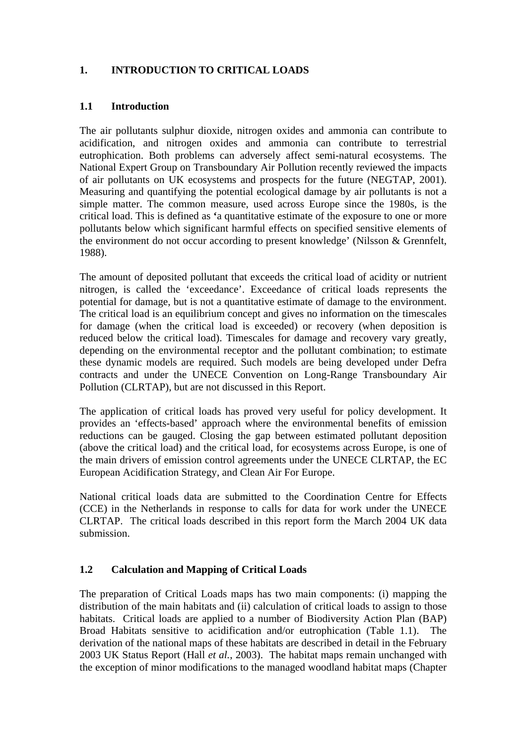# 1. INTRODUCTION TO CRITICAL LOADS

## 1.1 Introduction

The air pollutants sulphur dioxide, nitrogen oxides and ammonia can contribute to acidification, and nitrogen oxides and ammonia can contribute to terrestrial eutrophication. Both problems can adversely affect semi-natural ecosystems. The National Expert Group on Transboundary Air Pollution recently reviewed the impacts of air pollutants on UK ecosystems and prospects for the future (NEGTAP, 2001). Measuring and quantifying the potential ecological damage by air pollutants is not a simple matter. The common measure, used across Europe since the 1980s, is the critical load. This is defined as 'a quantitative estimate of the exposure to one or more pollutants below which significant harmful effects on specified sensitive elements of the environment do not occur according to present knowledge' (Nilsson & Grennfelt, 1988).

The amount of deposited pollutant that exceeds the critical load of acidity or nutrient nitrogen, is called the 'exceedance'. Exceedance of critical loads represents the potential for damage, but is not a quantitative estimate of damage to the environment. The critical load is an equilibrium concept and gives no information on the timescales for damage (when the critical load is exceeded) or recovery (when deposition is reduced below the critical load). Timescales for damage and recovery vary greatly, depending on the environmental receptor and the pollutant combination; to estimate these dynamic models are required. Such models are being developed under Defra contracts and under the UNECE Convention on Long-Range Transboundary Air Pollution (CLRTAP), but are not discussed in this Report.

The application of critical loads has proved very useful for policy development. It provides an 'effects-based' approach where the environmental benefits of emission reductions can be gauged. Closing the gap between estimated pollutant deposition (above the critical load) and the critical load, for ecosystems across Europe, is one of the main drivers of emission control agreements under the UNECE CLRTAP, the EC European Acidification Strategy, and Clean Air For Europe.

National critical loads data are submitted to the Coordination Centre for Effects (CCE) in the Netherlands in response to calls for data for work under the UNECE CLRTAP. The critical loads described in this report form the March 2004 UK data submission.

## 1.2 Calculation and Mapping of Critical Loads

The preparation of Critical Loads maps has two main components: (i) mapping the distribution of the main habitats and (ii) calculation of critical loads to assign to those habitats. Critical loads are applied to a number of Biodiversity Action Plan (BAP) Broad Habitats sensitive to acidification and/or eutrophication (Table 1.1). The derivation of the national maps of these habitats are described in detail in the February 2003 UK Status Report (Hall *et al.*, 2003). The habitat maps remain unchanged with the exception of minor modifications to the managed woodland habitat maps (Chapter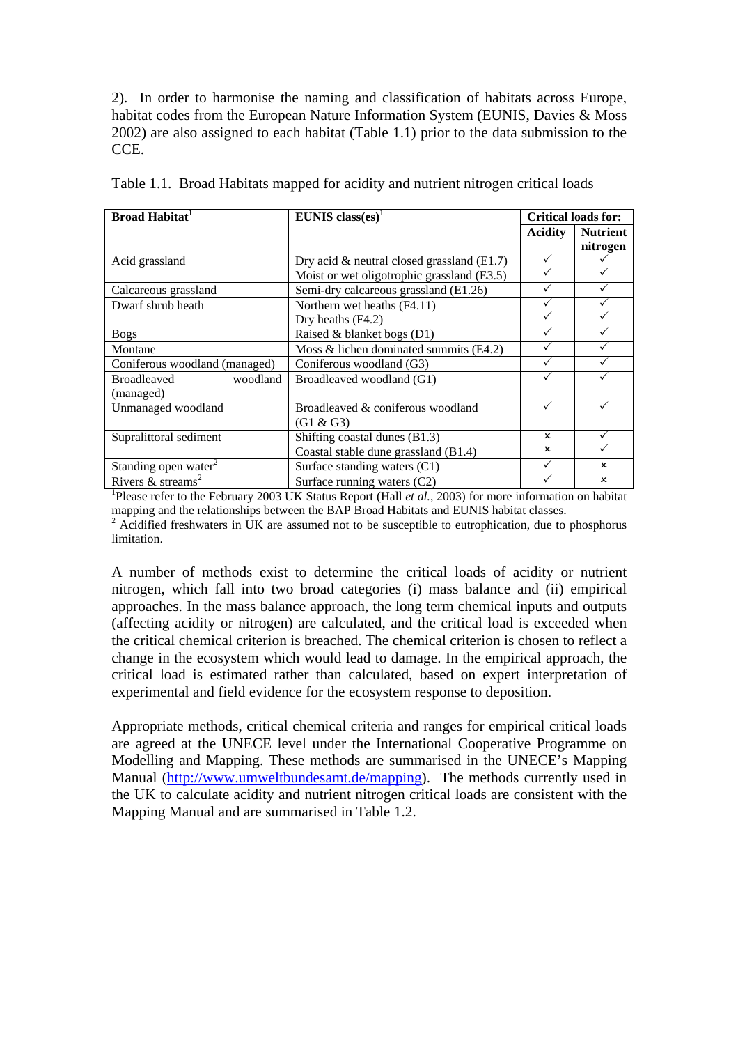2). In order to harmonise the naming and classification of habitats across Europe, habitat codes from the European Nature Information System (EUNIS, Davies & Moss 2002) are also assigned to each habitat (Table 1.1) prior to the data submission to the CCE.

Table 1.1. Broad Habitats mapped for acidity and nutrient nitrogen critical loads

| **Broad Habitat**[1] | **EUNIS class(es)**[1] | **Critical loads for:** | |
|---|---|---|---|
| | | **Acidity** | **Nutrient nitrogen** |
| Acid grassland | Dry acid & neutral closed grassland (E1.7)<br>Moist or wet oligotrophic grassland (E3.5) | ✓<br>✓ | ✓<br>✓ |
| Calcareous grassland | Semi-dry calcareous grassland (E1.26) | ✓ | ✓ |
| Dwarf shrub heath | Northern wet heaths (F4.11)<br>Dry heaths (F4.2) | ✓<br>✓ | ✓<br>✓ |
| Bogs | Raised & blanket bogs (D1) | ✓ | ✓ |
| Montane | Moss & lichen dominated summits (E4.2) | ✓ | ✓ |
| Coniferous woodland (managed) | Coniferous woodland (G3) | ✓ | ✓ |
| Broadleaved woodland (managed) | Broadleaved woodland (G1) | ✓ | ✓ |
| Unmanaged woodland | Broadleaved & coniferous woodland (G1 & G3) | ✓ | ✓ |
| Supralittoral sediment | Shifting coastal dunes (B1.3)<br>Coastal stable dune grassland (B1.4) | ×<br>× | ✓<br>✓ |
| Standing open water[2] | Surface standing waters (C1) | ✓ | × |
| Rivers & streams[2] | Surface running waters (C2) | ✓ | × |

[1]Please refer to the February 2003 UK Status Report (Hall *et al.*, 2003) for more information on habitat mapping and the relationships between the BAP Broad Habitats and EUNIS habitat classes.
[2] Acidified freshwaters in UK are assumed not to be susceptible to eutrophication, due to phosphorus limitation.

A number of methods exist to determine the critical loads of acidity or nutrient nitrogen, which fall into two broad categories (i) mass balance and (ii) empirical approaches. In the mass balance approach, the long term chemical inputs and outputs (affecting acidity or nitrogen) are calculated, and the critical load is exceeded when the critical chemical criterion is breached. The chemical criterion is chosen to reflect a change in the ecosystem which would lead to damage. In the empirical approach, the critical load is estimated rather than calculated, based on expert interpretation of experimental and field evidence for the ecosystem response to deposition.

Appropriate methods, critical chemical criteria and ranges for empirical critical loads are agreed at the UNECE level under the International Cooperative Programme on Modelling and Mapping. These methods are summarised in the UNECE's Mapping Manual (http://www.umweltbundesamt.de/mapping). The methods currently used in the UK to calculate acidity and nutrient nitrogen critical loads are consistent with the Mapping Manual and are summarised in Table 1.2.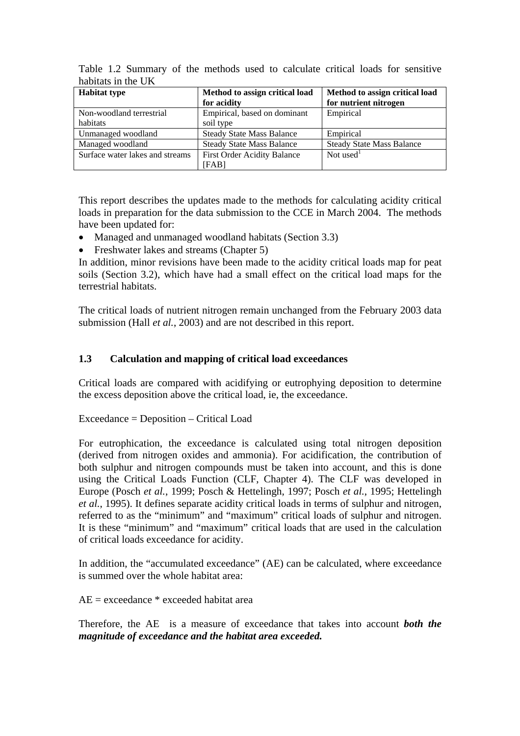Table 1.2 Summary of the methods used to calculate critical loads for sensitive habitats in the UK

| Habitat type | Method to assign critical load for acidity | Method to assign critical load for nutrient nitrogen |
|---|---|---|
| Non-woodland terrestrial habitats | Empirical, based on dominant soil type | Empirical |
| Unmanaged woodland | Steady State Mass Balance | Empirical |
| Managed woodland | Steady State Mass Balance | Steady State Mass Balance |
| Surface water lakes and streams | First Order Acidity Balance [FAB] | Not used[1] |

This report describes the updates made to the methods for calculating acidity critical loads in preparation for the data submission to the CCE in March 2004. The methods have been updated for:

- Managed and unmanaged woodland habitats (Section 3.3)
- Freshwater lakes and streams (Chapter 5)

In addition, minor revisions have been made to the acidity critical loads map for peat soils (Section 3.2), which have had a small effect on the critical load maps for the terrestrial habitats.

The critical loads of nutrient nitrogen remain unchanged from the February 2003 data submission (Hall *et al.*, 2003) and are not described in this report.

### 1.3 Calculation and mapping of critical load exceedances

Critical loads are compared with acidifying or eutrophying deposition to determine the excess deposition above the critical load, ie, the exceedance.

Exceedance = Deposition – Critical Load

For eutrophication, the exceedance is calculated using total nitrogen deposition (derived from nitrogen oxides and ammonia). For acidification, the contribution of both sulphur and nitrogen compounds must be taken into account, and this is done using the Critical Loads Function (CLF, Chapter 4). The CLF was developed in Europe (Posch *et al.*, 1999; Posch & Hettelingh, 1997; Posch *et al.*, 1995; Hettelingh *et al.*, 1995). It defines separate acidity critical loads in terms of sulphur and nitrogen, referred to as the "minimum" and "maximum" critical loads of sulphur and nitrogen. It is these "minimum" and "maximum" critical loads that are used in the calculation of critical loads exceedance for acidity.

In addition, the "accumulated exceedance" (AE) can be calculated, where exceedance is summed over the whole habitat area:

AE = exceedance * exceeded habitat area

Therefore, the AE is a measure of exceedance that takes into account ***both the magnitude of exceedance and the habitat area exceeded.***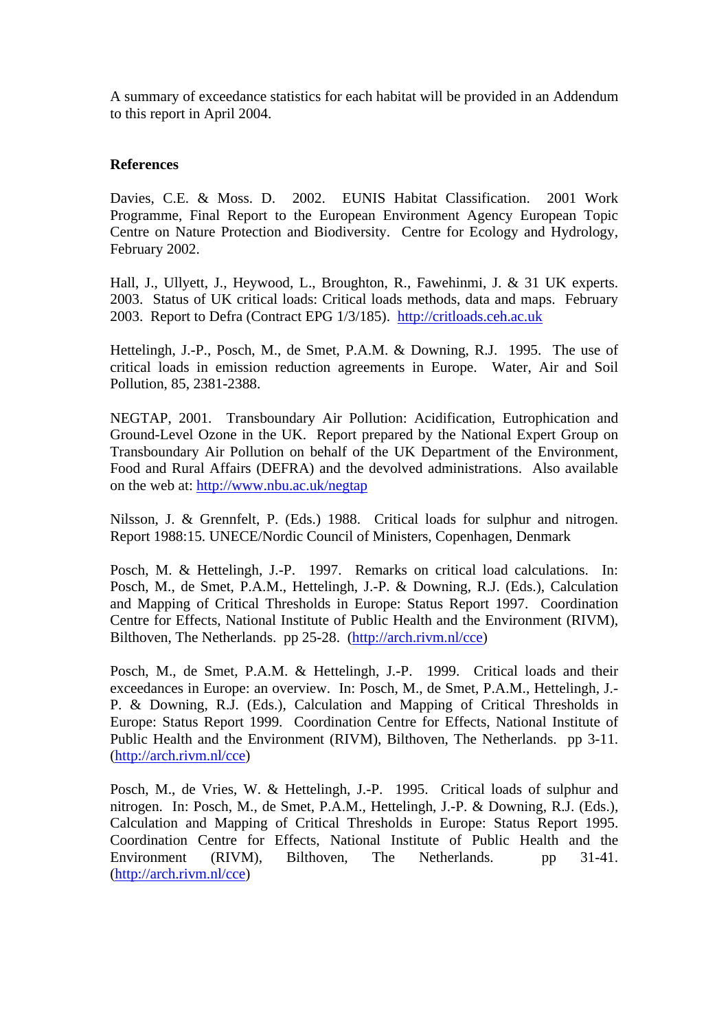A summary of exceedance statistics for each habitat will be provided in an Addendum to this report in April 2004.

## References

Davies, C.E. & Moss. D. 2002. EUNIS Habitat Classification. 2001 Work Programme, Final Report to the European Environment Agency European Topic Centre on Nature Protection and Biodiversity. Centre for Ecology and Hydrology, February 2002.

Hall, J., Ullyett, J., Heywood, L., Broughton, R., Fawehinmi, J. & 31 UK experts. 2003. Status of UK critical loads: Critical loads methods, data and maps. February 2003. Report to Defra (Contract EPG 1/3/185). http://critloads.ceh.ac.uk

Hettelingh, J.-P., Posch, M., de Smet, P.A.M. & Downing, R.J. 1995. The use of critical loads in emission reduction agreements in Europe. Water, Air and Soil Pollution, 85, 2381-2388.

NEGTAP, 2001. Transboundary Air Pollution: Acidification, Eutrophication and Ground-Level Ozone in the UK. Report prepared by the National Expert Group on Transboundary Air Pollution on behalf of the UK Department of the Environment, Food and Rural Affairs (DEFRA) and the devolved administrations. Also available on the web at: http://www.nbu.ac.uk/negtap

Nilsson, J. & Grennfelt, P. (Eds.) 1988. Critical loads for sulphur and nitrogen. Report 1988:15. UNECE/Nordic Council of Ministers, Copenhagen, Denmark

Posch, M. & Hettelingh, J.-P. 1997. Remarks on critical load calculations. In: Posch, M., de Smet, P.A.M., Hettelingh, J.-P. & Downing, R.J. (Eds.), Calculation and Mapping of Critical Thresholds in Europe: Status Report 1997. Coordination Centre for Effects, National Institute of Public Health and the Environment (RIVM), Bilthoven, The Netherlands. pp 25-28. (http://arch.rivm.nl/cce)

Posch, M., de Smet, P.A.M. & Hettelingh, J.-P. 1999. Critical loads and their exceedances in Europe: an overview. In: Posch, M., de Smet, P.A.M., Hettelingh, J.-P. & Downing, R.J. (Eds.), Calculation and Mapping of Critical Thresholds in Europe: Status Report 1999. Coordination Centre for Effects, National Institute of Public Health and the Environment (RIVM), Bilthoven, The Netherlands. pp 3-11. (http://arch.rivm.nl/cce)

Posch, M., de Vries, W. & Hettelingh, J.-P. 1995. Critical loads of sulphur and nitrogen. In: Posch, M., de Smet, P.A.M., Hettelingh, J.-P. & Downing, R.J. (Eds.), Calculation and Mapping of Critical Thresholds in Europe: Status Report 1995. Coordination Centre for Effects, National Institute of Public Health and the Environment (RIVM), Bilthoven, The Netherlands. pp 31-41. (http://arch.rivm.nl/cce)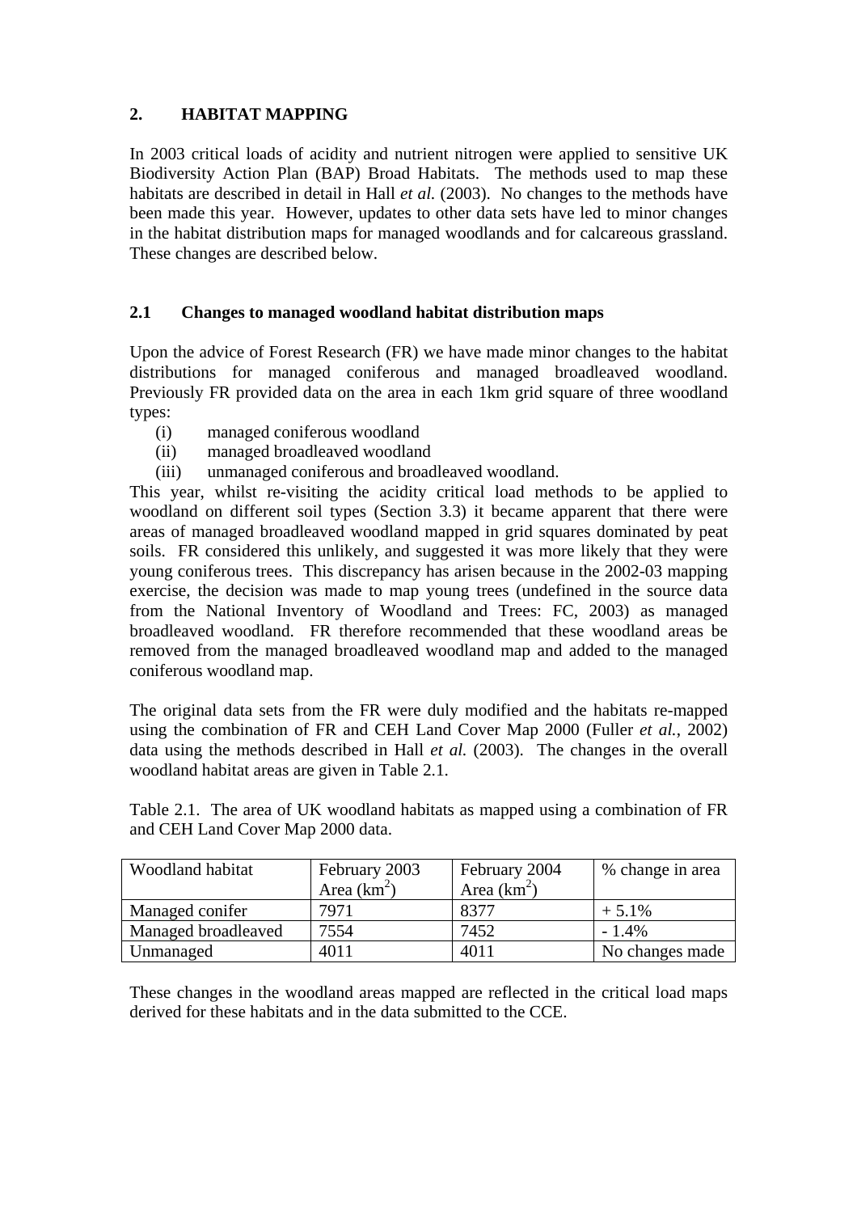## 2. HABITAT MAPPING

In 2003 critical loads of acidity and nutrient nitrogen were applied to sensitive UK Biodiversity Action Plan (BAP) Broad Habitats. The methods used to map these habitats are described in detail in Hall *et al.* (2003). No changes to the methods have been made this year. However, updates to other data sets have led to minor changes in the habitat distribution maps for managed woodlands and for calcareous grassland. These changes are described below.

### 2.1 Changes to managed woodland habitat distribution maps

Upon the advice of Forest Research (FR) we have made minor changes to the habitat distributions for managed coniferous and managed broadleaved woodland. Previously FR provided data on the area in each 1km grid square of three woodland types:

(i) managed coniferous woodland
(ii) managed broadleaved woodland
(iii) unmanaged coniferous and broadleaved woodland.

This year, whilst re-visiting the acidity critical load methods to be applied to woodland on different soil types (Section 3.3) it became apparent that there were areas of managed broadleaved woodland mapped in grid squares dominated by peat soils. FR considered this unlikely, and suggested it was more likely that they were young coniferous trees. This discrepancy has arisen because in the 2002-03 mapping exercise, the decision was made to map young trees (undefined in the source data from the National Inventory of Woodland and Trees: FC, 2003) as managed broadleaved woodland. FR therefore recommended that these woodland areas be removed from the managed broadleaved woodland map and added to the managed coniferous woodland map.

The original data sets from the FR were duly modified and the habitats re-mapped using the combination of FR and CEH Land Cover Map 2000 (Fuller *et al.*, 2002) data using the methods described in Hall *et al.* (2003). The changes in the overall woodland habitat areas are given in Table 2.1.

Table 2.1. The area of UK woodland habitats as mapped using a combination of FR and CEH Land Cover Map 2000 data.

| Woodland habitat | February 2003 Area ($km^2$) | February 2004 Area ($km^2$) | % change in area |
|---|---|---|---|
| Managed conifer | 7971 | 8377 | + 5.1% |
| Managed broadleaved | 7554 | 7452 | - 1.4% |
| Unmanaged | 4011 | 4011 | No changes made |

These changes in the woodland areas mapped are reflected in the critical load maps derived for these habitats and in the data submitted to the CCE.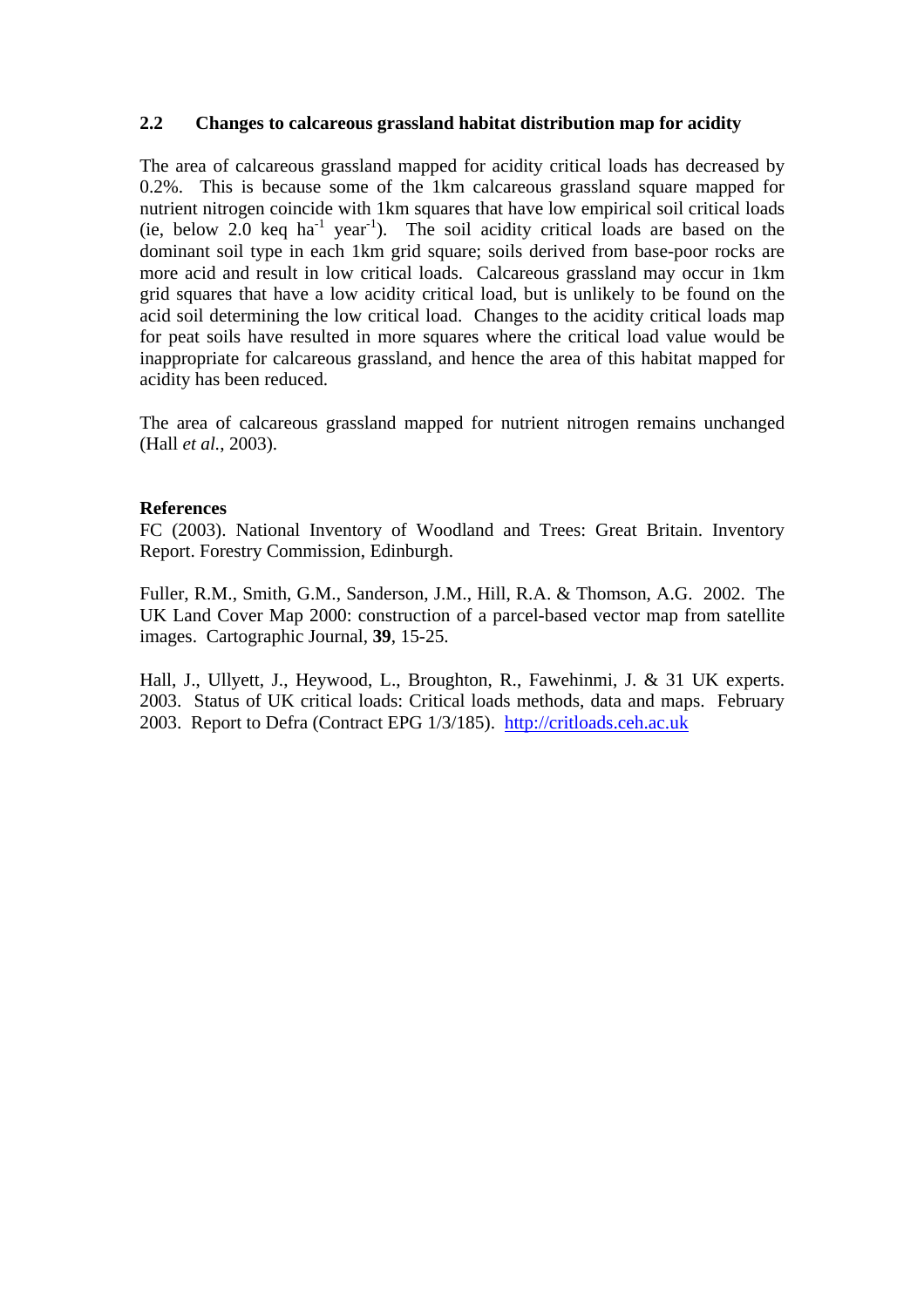## 2.2 Changes to calcareous grassland habitat distribution map for acidity

The area of calcareous grassland mapped for acidity critical loads has decreased by 0.2%. This is because some of the 1km calcareous grassland square mapped for nutrient nitrogen coincide with 1km squares that have low empirical soil critical loads (ie, below 2.0 keq $ha^{-1}$ $year^{-1}$). The soil acidity critical loads are based on the dominant soil type in each 1km grid square; soils derived from base-poor rocks are more acid and result in low critical loads. Calcareous grassland may occur in 1km grid squares that have a low acidity critical load, but is unlikely to be found on the acid soil determining the low critical load. Changes to the acidity critical loads map for peat soils have resulted in more squares where the critical load value would be inappropriate for calcareous grassland, and hence the area of this habitat mapped for acidity has been reduced.

The area of calcareous grassland mapped for nutrient nitrogen remains unchanged (Hall *et al.*, 2003).

**References**

FC (2003). National Inventory of Woodland and Trees: Great Britain. Inventory Report. Forestry Commission, Edinburgh.

Fuller, R.M., Smith, G.M., Sanderson, J.M., Hill, R.A. & Thomson, A.G. 2002. The UK Land Cover Map 2000: construction of a parcel-based vector map from satellite images. Cartographic Journal, **39**, 15-25.

Hall, J., Ullyett, J., Heywood, L., Broughton, R., Fawehinmi, J. & 31 UK experts. 2003. Status of UK critical loads: Critical loads methods, data and maps. February 2003. Report to Defra (Contract EPG 1/3/185). http://critloads.ceh.ac.uk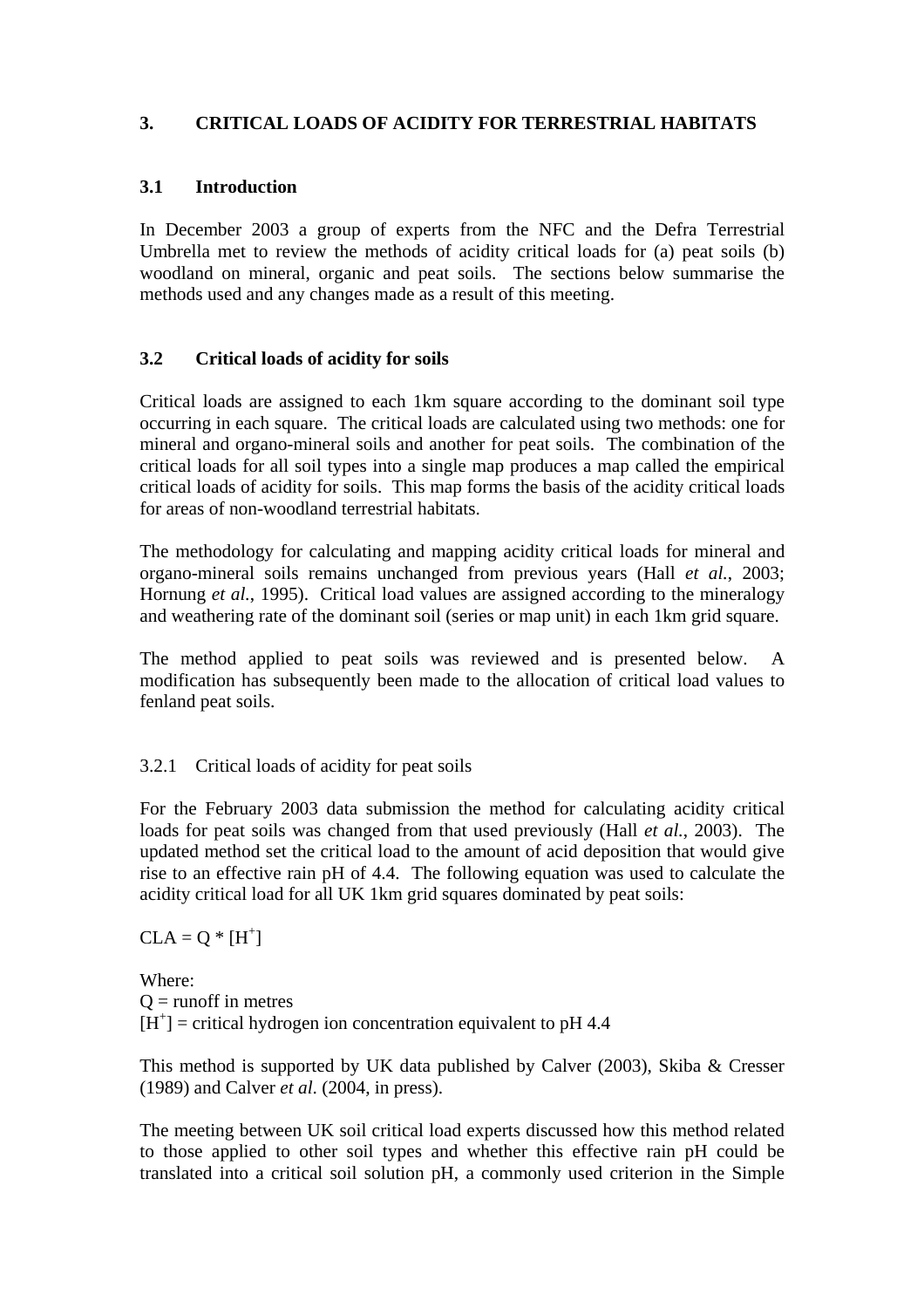# 3. CRITICAL LOADS OF ACIDITY FOR TERRESTRIAL HABITATS

## 3.1 Introduction

In December 2003 a group of experts from the NFC and the Defra Terrestrial Umbrella met to review the methods of acidity critical loads for (a) peat soils (b) woodland on mineral, organic and peat soils. The sections below summarise the methods used and any changes made as a result of this meeting.

## 3.2 Critical loads of acidity for soils

Critical loads are assigned to each 1km square according to the dominant soil type occurring in each square. The critical loads are calculated using two methods: one for mineral and organo-mineral soils and another for peat soils. The combination of the critical loads for all soil types into a single map produces a map called the empirical critical loads of acidity for soils. This map forms the basis of the acidity critical loads for areas of non-woodland terrestrial habitats.

The methodology for calculating and mapping acidity critical loads for mineral and organo-mineral soils remains unchanged from previous years (Hall *et al.*, 2003; Hornung *et al.*, 1995). Critical load values are assigned according to the mineralogy and weathering rate of the dominant soil (series or map unit) in each 1km grid square.

The method applied to peat soils was reviewed and is presented below. A modification has subsequently been made to the allocation of critical load values to fenland peat soils.

### 3.2.1 Critical loads of acidity for peat soils

For the February 2003 data submission the method for calculating acidity critical loads for peat soils was changed from that used previously (Hall *et al.*, 2003). The updated method set the critical load to the amount of acid deposition that would give rise to an effective rain pH of 4.4. The following equation was used to calculate the acidity critical load for all UK 1km grid squares dominated by peat soils:

$$CLA = Q * [H^+]$$

Where:
Q = runoff in metres
$[H^+]$ = critical hydrogen ion concentration equivalent to pH 4.4

This method is supported by UK data published by Calver (2003), Skiba & Cresser (1989) and Calver *et al*. (2004, in press).

The meeting between UK soil critical load experts discussed how this method related to those applied to other soil types and whether this effective rain pH could be translated into a critical soil solution pH, a commonly used criterion in the Simple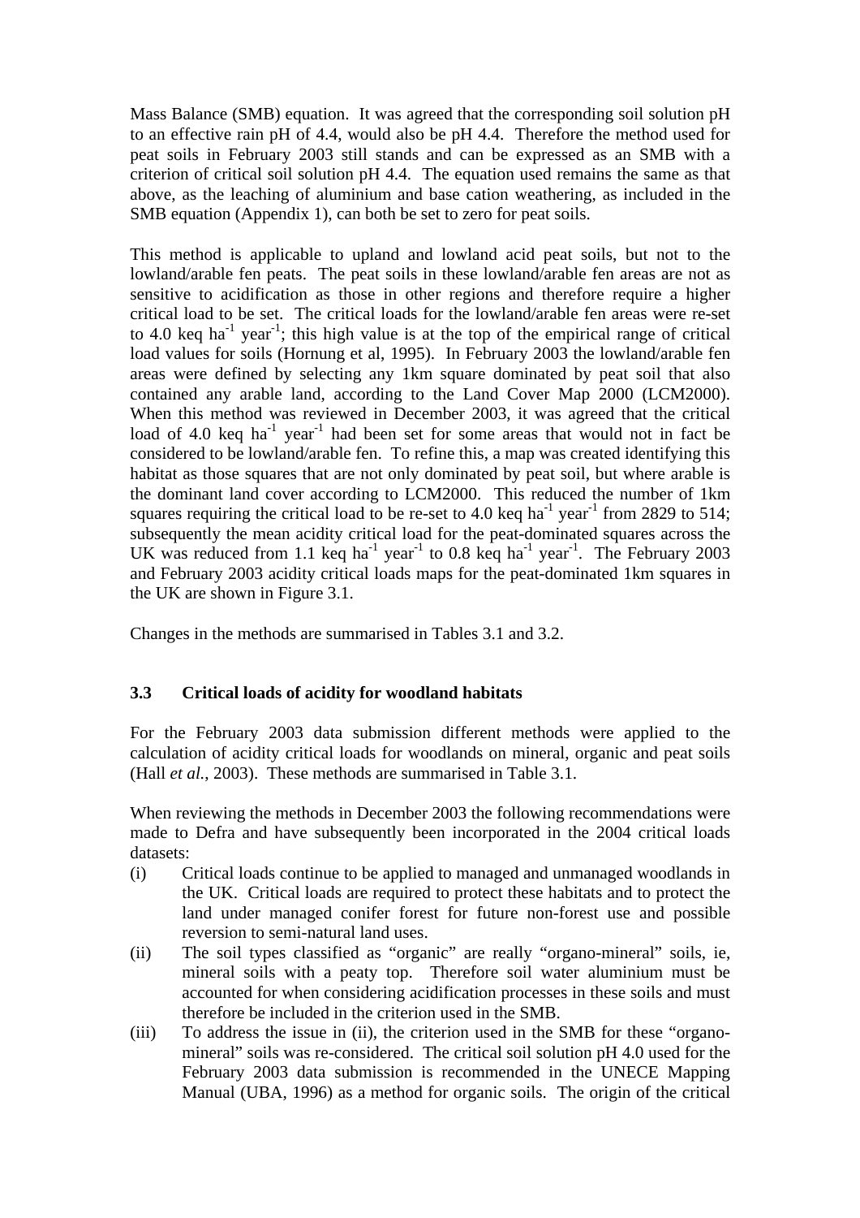Mass Balance (SMB) equation. It was agreed that the corresponding soil solution pH to an effective rain pH of 4.4, would also be pH 4.4. Therefore the method used for peat soils in February 2003 still stands and can be expressed as an SMB with a criterion of critical soil solution pH 4.4. The equation used remains the same as that above, as the leaching of aluminium and base cation weathering, as included in the SMB equation (Appendix 1), can both be set to zero for peat soils.

This method is applicable to upland and lowland acid peat soils, but not to the lowland/arable fen peats. The peat soils in these lowland/arable fen areas are not as sensitive to acidification as those in other regions and therefore require a higher critical load to be set. The critical loads for the lowland/arable fen areas were re-set to 4.0 keq $ha^{-1}$ $year^{-1}$; this high value is at the top of the empirical range of critical load values for soils (Hornung et al, 1995). In February 2003 the lowland/arable fen areas were defined by selecting any 1km square dominated by peat soil that also contained any arable land, according to the Land Cover Map 2000 (LCM2000). When this method was reviewed in December 2003, it was agreed that the critical load of 4.0 keq $ha^{-1}$ $year^{-1}$ had been set for some areas that would not in fact be considered to be lowland/arable fen. To refine this, a map was created identifying this habitat as those squares that are not only dominated by peat soil, but where arable is the dominant land cover according to LCM2000. This reduced the number of 1km squares requiring the critical load to be re-set to 4.0 keq $ha^{-1}$ $year^{-1}$ from 2829 to 514; subsequently the mean acidity critical load for the peat-dominated squares across the UK was reduced from 1.1 keq $ha^{-1}$ $year^{-1}$ to 0.8 keq $ha^{-1}$ $year^{-1}$. The February 2003 and February 2003 acidity critical loads maps for the peat-dominated 1km squares in the UK are shown in Figure 3.1.

Changes in the methods are summarised in Tables 3.1 and 3.2.

### 3.3 Critical loads of acidity for woodland habitats

For the February 2003 data submission different methods were applied to the calculation of acidity critical loads for woodlands on mineral, organic and peat soils (Hall *et al.*, 2003). These methods are summarised in Table 3.1.

When reviewing the methods in December 2003 the following recommendations were made to Defra and have subsequently been incorporated in the 2004 critical loads datasets:

(i) Critical loads continue to be applied to managed and unmanaged woodlands in the UK. Critical loads are required to protect these habitats and to protect the land under managed conifer forest for future non-forest use and possible reversion to semi-natural land uses.

(ii) The soil types classified as "organic" are really "organo-mineral" soils, ie, mineral soils with a peaty top. Therefore soil water aluminium must be accounted for when considering acidification processes in these soils and must therefore be included in the criterion used in the SMB.

(iii) To address the issue in (ii), the criterion used in the SMB for these "organo-mineral" soils was re-considered. The critical soil solution pH 4.0 used for the February 2003 data submission is recommended in the UNECE Mapping Manual (UBA, 1996) as a method for organic soils. The origin of the critical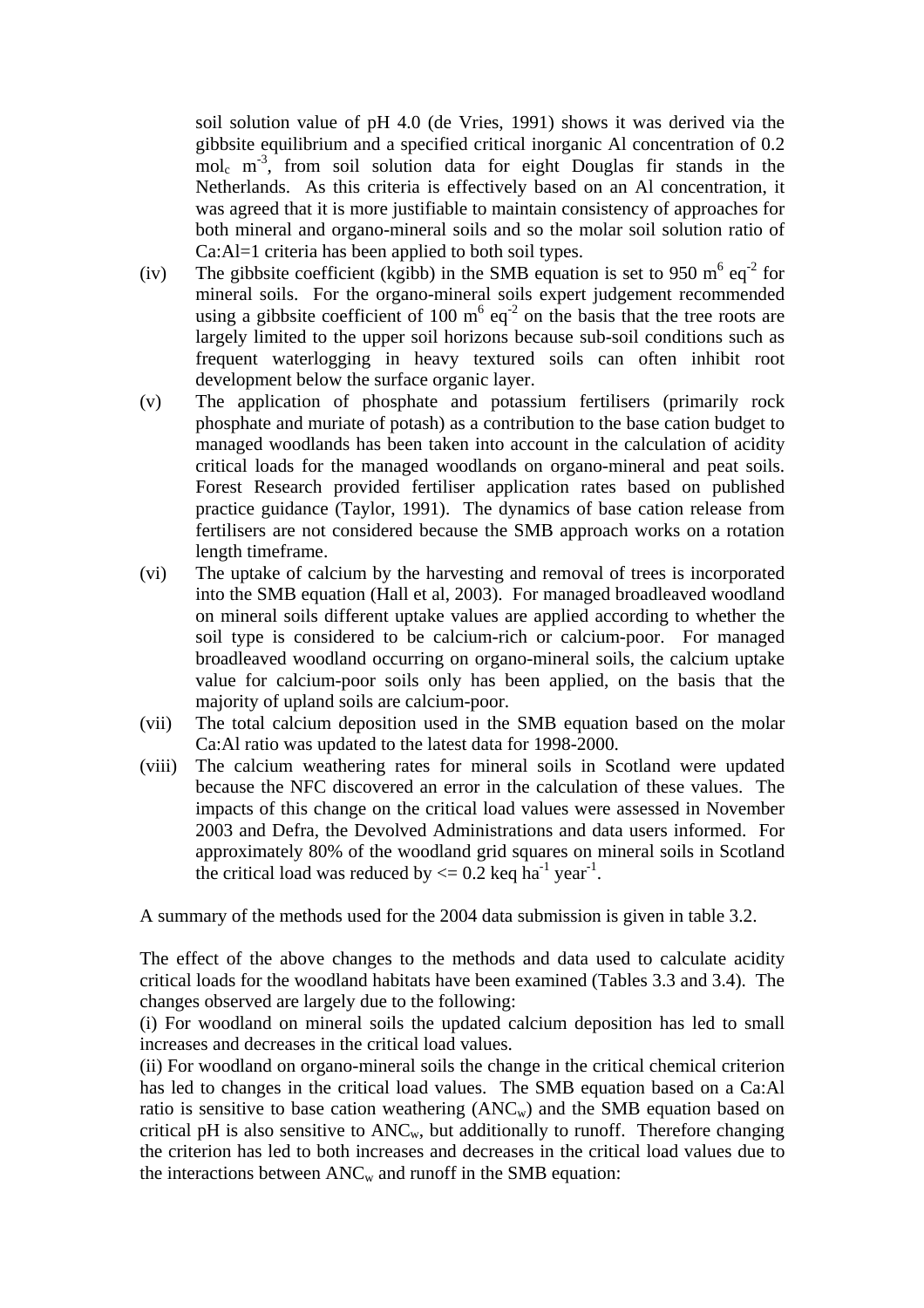soil solution value of pH 4.0 (de Vries, 1991) shows it was derived via the gibbsite equilibrium and a specified critical inorganic Al concentration of 0.2 $mol_c\ m^{-3}$, from soil solution data for eight Douglas fir stands in the Netherlands. As this criteria is effectively based on an Al concentration, it was agreed that it is more justifiable to maintain consistency of approaches for both mineral and organo-mineral soils and so the molar soil solution ratio of Ca:Al=1 criteria has been applied to both soil types.

(iv) The gibbsite coefficient (kgibb) in the SMB equation is set to 950 $m^6\ eq^{-2}$ for mineral soils. For the organo-mineral soils expert judgement recommended using a gibbsite coefficient of 100 $m^6\ eq^{-2}$ on the basis that the tree roots are largely limited to the upper soil horizons because sub-soil conditions such as frequent waterlogging in heavy textured soils can often inhibit root development below the surface organic layer.

(v) The application of phosphate and potassium fertilisers (primarily rock phosphate and muriate of potash) as a contribution to the base cation budget to managed woodlands has been taken into account in the calculation of acidity critical loads for the managed woodlands on organo-mineral and peat soils. Forest Research provided fertiliser application rates based on published practice guidance (Taylor, 1991). The dynamics of base cation release from fertilisers are not considered because the SMB approach works on a rotation length timeframe.

(vi) The uptake of calcium by the harvesting and removal of trees is incorporated into the SMB equation (Hall et al, 2003). For managed broadleaved woodland on mineral soils different uptake values are applied according to whether the soil type is considered to be calcium-rich or calcium-poor. For managed broadleaved woodland occurring on organo-mineral soils, the calcium uptake value for calcium-poor soils only has been applied, on the basis that the majority of upland soils are calcium-poor.

(vii) The total calcium deposition used in the SMB equation based on the molar Ca:Al ratio was updated to the latest data for 1998-2000.

(viii) The calcium weathering rates for mineral soils in Scotland were updated because the NFC discovered an error in the calculation of these values. The impacts of this change on the critical load values were assessed in November 2003 and Defra, the Devolved Administrations and data users informed. For approximately 80% of the woodland grid squares on mineral soils in Scotland the critical load was reduced by <= 0.2 $keq\ ha^{-1}\ year^{-1}$.

A summary of the methods used for the 2004 data submission is given in table 3.2.

The effect of the above changes to the methods and data used to calculate acidity critical loads for the woodland habitats have been examined (Tables 3.3 and 3.4). The changes observed are largely due to the following:

(i) For woodland on mineral soils the updated calcium deposition has led to small increases and decreases in the critical load values.

(ii) For woodland on organo-mineral soils the change in the critical chemical criterion has led to changes in the critical load values. The SMB equation based on a Ca:Al ratio is sensitive to base cation weathering ($ANC_w$) and the SMB equation based on critical pH is also sensitive to $ANC_w$, but additionally to runoff. Therefore changing the criterion has led to both increases and decreases in the critical load values due to the interactions between $ANC_w$ and runoff in the SMB equation: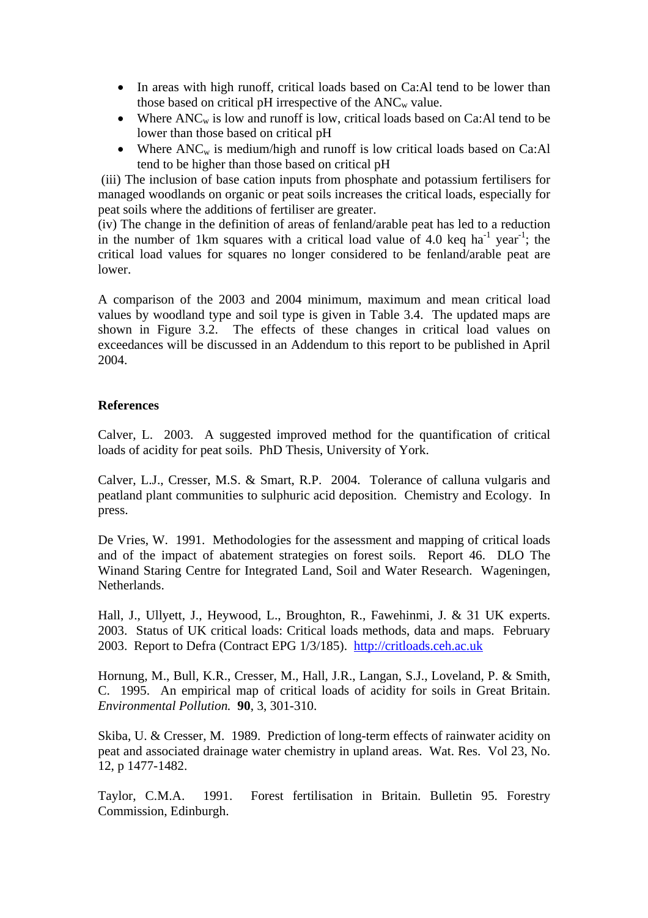- In areas with high runoff, critical loads based on Ca:Al tend to be lower than those based on critical pH irrespective of the $ANC_w$ value.
- Where $ANC_w$ is low and runoff is low, critical loads based on Ca:Al tend to be lower than those based on critical pH
- Where $ANC_w$ is medium/high and runoff is low critical loads based on Ca:Al tend to be higher than those based on critical pH

(iii) The inclusion of base cation inputs from phosphate and potassium fertilisers for managed woodlands on organic or peat soils increases the critical loads, especially for peat soils where the additions of fertiliser are greater.
(iv) The change in the definition of areas of fenland/arable peat has led to a reduction in the number of 1km squares with a critical load value of 4.0 keq $ha^{-1}$ $year^{-1}$; the critical load values for squares no longer considered to be fenland/arable peat are lower.

A comparison of the 2003 and 2004 minimum, maximum and mean critical load values by woodland type and soil type is given in Table 3.4. The updated maps are shown in Figure 3.2. The effects of these changes in critical load values on exceedances will be discussed in an Addendum to this report to be published in April 2004.

**References**

Calver, L. 2003. A suggested improved method for the quantification of critical loads of acidity for peat soils. PhD Thesis, University of York.

Calver, L.J., Cresser, M.S. & Smart, R.P. 2004. Tolerance of calluna vulgaris and peatland plant communities to sulphuric acid deposition. Chemistry and Ecology. In press.

De Vries, W. 1991. Methodologies for the assessment and mapping of critical loads and of the impact of abatement strategies on forest soils. Report 46. DLO The Winand Staring Centre for Integrated Land, Soil and Water Research. Wageningen, Netherlands.

Hall, J., Ullyett, J., Heywood, L., Broughton, R., Fawehinmi, J. & 31 UK experts. 2003. Status of UK critical loads: Critical loads methods, data and maps. February 2003. Report to Defra (Contract EPG 1/3/185). http://critloads.ceh.ac.uk

Hornung, M., Bull, K.R., Cresser, M., Hall, J.R., Langan, S.J., Loveland, P. & Smith, C. 1995. An empirical map of critical loads of acidity for soils in Great Britain. *Environmental Pollution.* **90**, 3, 301-310.

Skiba, U. & Cresser, M. 1989. Prediction of long-term effects of rainwater acidity on peat and associated drainage water chemistry in upland areas. Wat. Res. Vol 23, No. 12, p 1477-1482.

Taylor, C.M.A. 1991. Forest fertilisation in Britain. Bulletin 95. Forestry Commission, Edinburgh.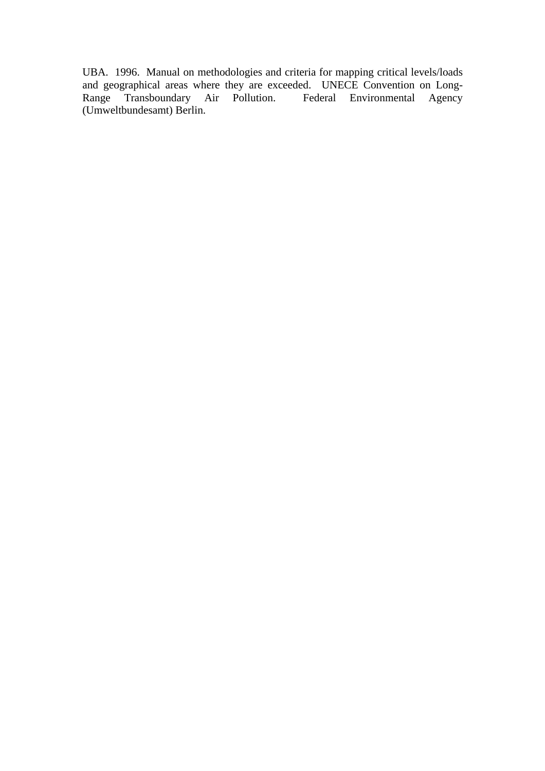UBA. 1996. Manual on methodologies and criteria for mapping critical levels/loads and geographical areas where they are exceeded. UNECE Convention on Long-Range Transboundary Air Pollution. Federal Environmental Agency (Umweltbundesamt) Berlin.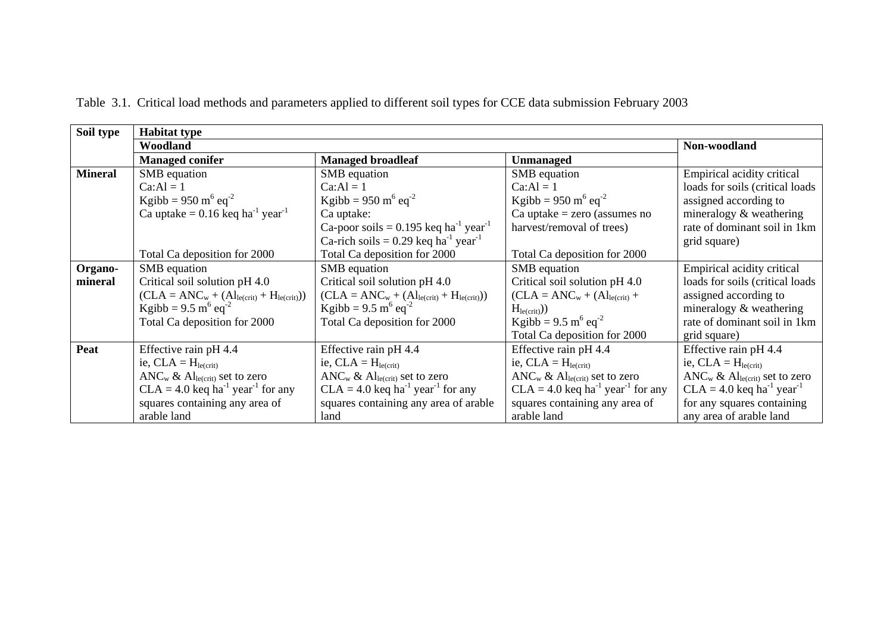Table 3.1. Critical load methods and parameters applied to different soil types for CCE data submission February 2003

| Soil type | Habitat type | | | |
|---|---|---|---|---|
| | Woodland | | | Non-woodland |
| | Managed conifer | Managed broadleaf | Unmanaged | |
| **Mineral** | SMB equation<br>Ca:Al = 1<br>Kgibb = 950 $m^6$ $eq^{-2}$<br>Ca uptake = 0.16 keq $ha^{-1}$ $year^{-1}$<br><br><br>Total Ca deposition for 2000 | SMB equation<br>Ca:Al = 1<br>Kgibb = 950 $m^6$ $eq^{-2}$<br>Ca uptake:<br>Ca-poor soils = 0.195 keq $ha^{-1}$ $year^{-1}$<br>Ca-rich soils = 0.29 keq $ha^{-1}$ $year^{-1}$<br>Total Ca deposition for 2000 | SMB equation<br>Ca:Al = 1<br>Kgibb = 950 $m^6$ $eq^{-2}$<br>Ca uptake = zero (assumes no harvest/removal of trees)<br><br>Total Ca deposition for 2000 | Empirical acidity critical loads for soils (critical loads assigned according to mineralogy & weathering rate of dominant soil in 1km grid square) |
| **Organo-mineral** | SMB equation<br>Critical soil solution pH 4.0<br>($CLA = ANC_w + (Al_{le(crit)} + H_{le(crit)})$)<br>Kgibb = 9.5 $m^6$ $eq^{-2}$<br>Total Ca deposition for 2000 | SMB equation<br>Critical soil solution pH 4.0<br>($CLA = ANC_w + (Al_{le(crit)} + H_{le(crit)})$)<br>Kgibb = 9.5 $m^6$ $eq^{-2}$<br>Total Ca deposition for 2000 | SMB equation<br>Critical soil solution pH 4.0<br>($CLA = ANC_w + (Al_{le(crit)} + H_{le(crit)})$)<br>Kgibb = 9.5 $m^6$ $eq^{-2}$<br>Total Ca deposition for 2000 | Empirical acidity critical loads for soils (critical loads assigned according to mineralogy & weathering rate of dominant soil in 1km grid square) |
| **Peat** | Effective rain pH 4.4<br>ie, $CLA = H_{le(crit)}$<br>$ANC_w$ & $Al_{le(crit)}$ set to zero<br>CLA = 4.0 keq $ha^{-1}$ $year^{-1}$ for any squares containing any area of arable land | Effective rain pH 4.4<br>ie, $CLA = H_{le(crit)}$<br>$ANC_w$ & $Al_{le(crit)}$ set to zero<br>CLA = 4.0 keq $ha^{-1}$ $year^{-1}$ for any squares containing any area of arable land | Effective rain pH 4.4<br>ie, $CLA = H_{le(crit)}$<br>$ANC_w$ & $Al_{le(crit)}$ set to zero<br>CLA = 4.0 keq $ha^{-1}$ $year^{-1}$ for any squares containing any area of arable land | Effective rain pH 4.4<br>ie, $CLA = H_{le(crit)}$<br>$ANC_w$ & $Al_{le(crit)}$ set to zero<br>CLA = 4.0 keq $ha^{-1}$ $year^{-1}$ for any squares containing any area of arable land |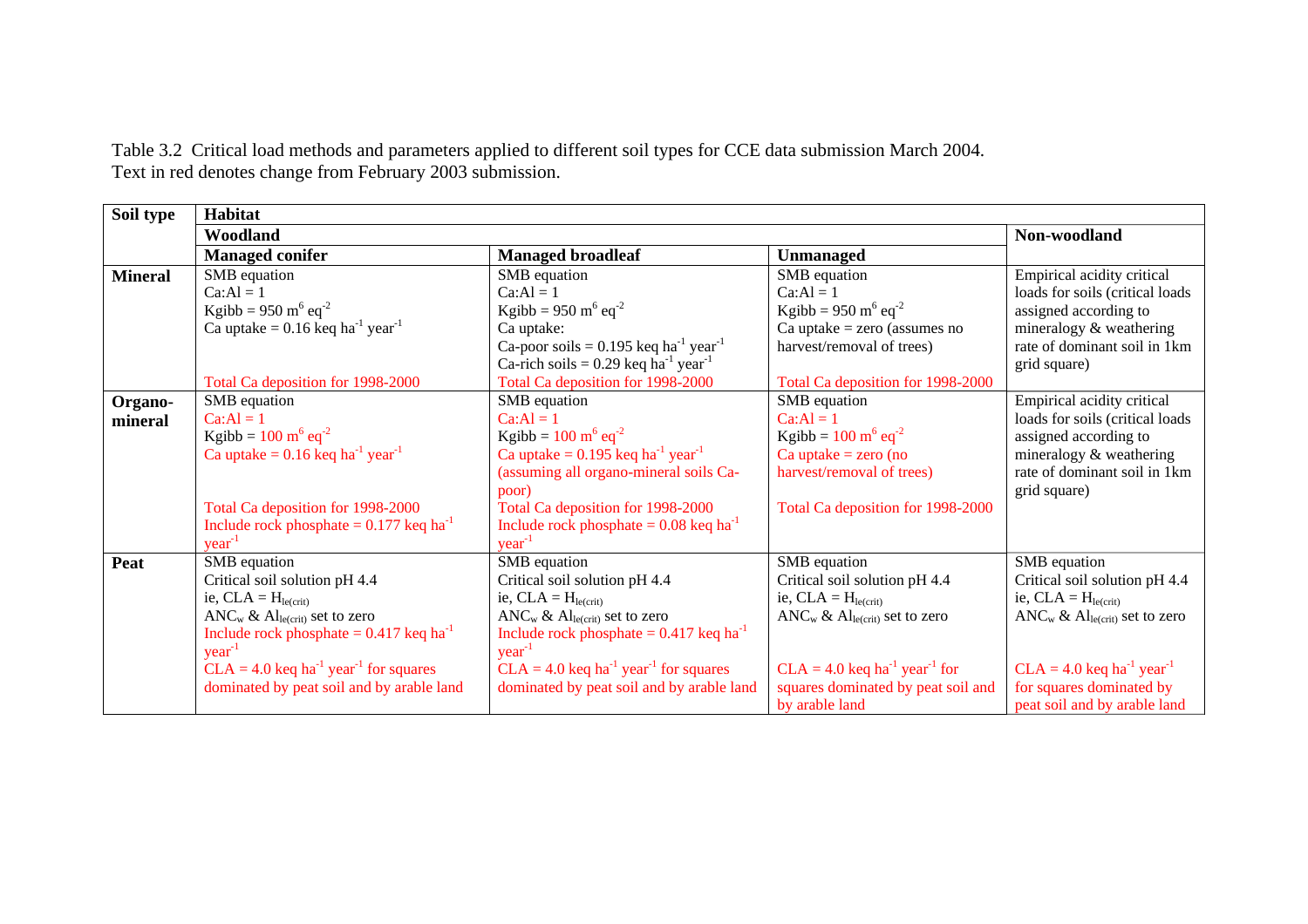Table 3.2 Critical load methods and parameters applied to different soil types for CCE data submission March 2004. Text in red denotes change from February 2003 submission.

| Soil type | Habitat | | | |
|---|---|---|---|---|
| | Woodland | | | Non-woodland |
| | Managed conifer | Managed broadleaf | Unmanaged | |
| **Mineral** | SMB equation<br>Ca:Al = 1<br>Kgibb = 950 $m^6$ $eq^{-2}$<br>Ca uptake = 0.16 keq $ha^{-1}$ $year^{-1}$<br>Total Ca deposition for 1998-2000 | SMB equation<br>Ca:Al = 1<br>Kgibb = 950 $m^6$ $eq^{-2}$<br>Ca uptake:<br>Ca-poor soils = 0.195 keq $ha^{-1}$ $year^{-1}$<br>Ca-rich soils = 0.29 keq $ha^{-1}$ $year^{-1}$<br>Total Ca deposition for 1998-2000 | SMB equation<br>Ca:Al = 1<br>Kgibb = 950 $m^6$ $eq^{-2}$<br>Ca uptake = zero (assumes no harvest/removal of trees)<br>Total Ca deposition for 1998-2000 | Empirical acidity critical loads for soils (critical loads assigned according to mineralogy & weathering rate of dominant soil in 1km grid square) |
| **Organo-mineral** | SMB equation<br>Ca:Al = 1<br>Kgibb = 100 $m^6$ $eq^{-2}$<br>Ca uptake = 0.16 keq $ha^{-1}$ $year^{-1}$<br>Total Ca deposition for 1998-2000<br>Include rock phosphate = 0.177 keq $ha^{-1}$ $year^{-1}$ | SMB equation<br>Ca:Al = 1<br>Kgibb = 100 $m^6$ $eq^{-2}$<br>Ca uptake = 0.195 keq $ha^{-1}$ $year^{-1}$ (assuming all organo-mineral soils Ca-poor)<br>Total Ca deposition for 1998-2000<br>Include rock phosphate = 0.08 keq $ha^{-1}$ $year^{-1}$ | SMB equation<br>Ca:Al = 1<br>Kgibb = 100 $m^6$ $eq^{-2}$<br>Ca uptake = zero (no harvest/removal of trees)<br>Total Ca deposition for 1998-2000 | Empirical acidity critical loads for soils (critical loads assigned according to mineralogy & weathering rate of dominant soil in 1km grid square) |
| **Peat** | SMB equation<br>Critical soil solution pH 4.4<br>ie, CLA = $H_{le(crit)}$<br>$ANC_w$ & $Al_{le(crit)}$ set to zero<br>Include rock phosphate = 0.417 keq $ha^{-1}$ $year^{-1}$<br>CLA = 4.0 keq $ha^{-1}$ $year^{-1}$ for squares dominated by peat soil and by arable land | SMB equation<br>Critical soil solution pH 4.4<br>ie, CLA = $H_{le(crit)}$<br>$ANC_w$ & $Al_{le(crit)}$ set to zero<br>Include rock phosphate = 0.417 keq $ha^{-1}$ $year^{-1}$<br>CLA = 4.0 keq $ha^{-1}$ $year^{-1}$ for squares dominated by peat soil and by arable land | SMB equation<br>Critical soil solution pH 4.4<br>ie, CLA = $H_{le(crit)}$<br>$ANC_w$ & $Al_{le(crit)}$ set to zero<br>CLA = 4.0 keq $ha^{-1}$ $year^{-1}$ for squares dominated by peat soil and by arable land | SMB equation<br>Critical soil solution pH 4.4<br>ie, CLA = $H_{le(crit)}$<br>$ANC_w$ & $Al_{le(crit)}$ set to zero<br>CLA = 4.0 keq $ha^{-1}$ $year^{-1}$ for squares dominated by peat soil and by arable land |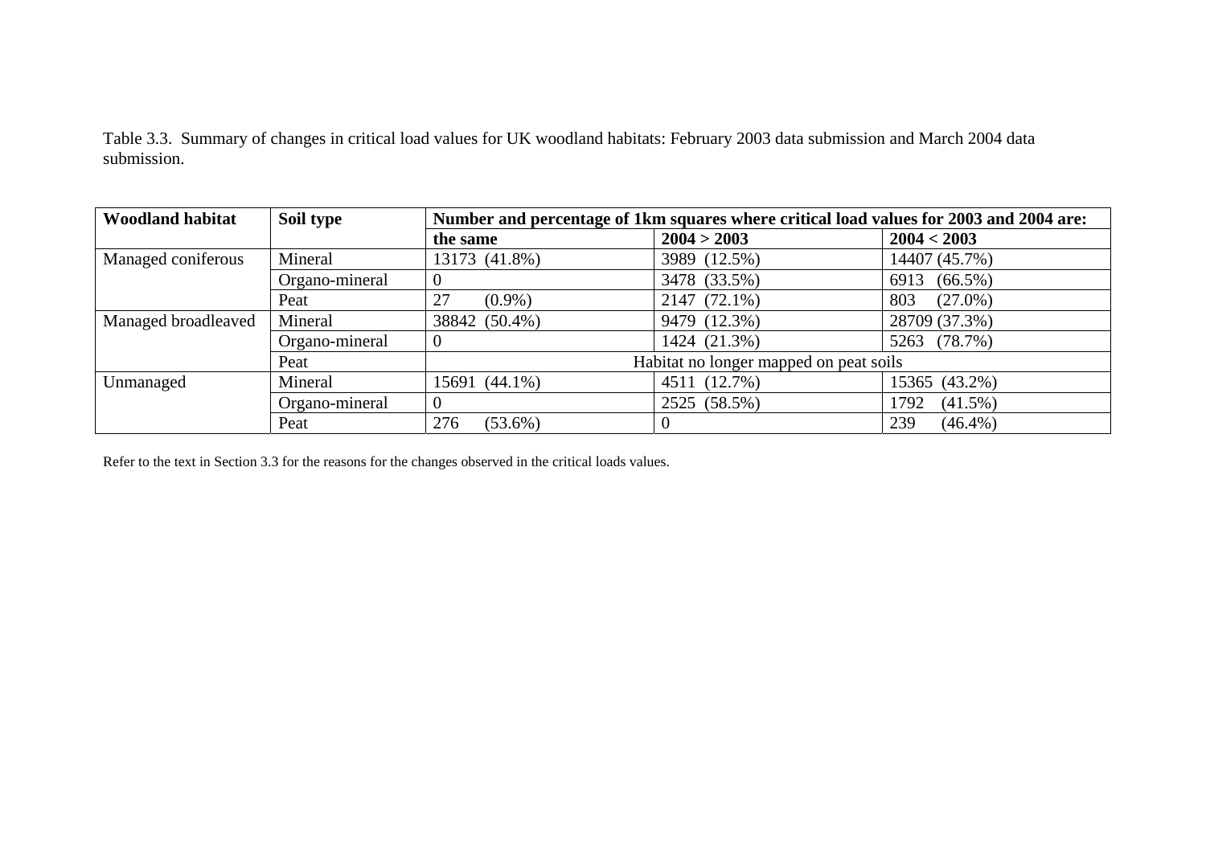Table 3.3. Summary of changes in critical load values for UK woodland habitats: February 2003 data submission and March 2004 data submission.

| Woodland habitat | Soil type | Number and percentage of 1km squares where critical load values for 2003 and 2004 are: | | |
|---|---|---|---|---|
| | | **the same** | **2004 > 2003** | **2004 < 2003** |
| Managed coniferous | Mineral | 13173 (41.8%) | 3989 (12.5%) | 14407 (45.7%) |
| | Organo-mineral | 0 | 3478 (33.5%) | 6913 (66.5%) |
| | Peat | 27 (0.9%) | 2147 (72.1%) | 803 (27.0%) |
| Managed broadleaved | Mineral | 38842 (50.4%) | 9479 (12.3%) | 28709 (37.3%) |
| | Organo-mineral | 0 | 1424 (21.3%) | 5263 (78.7%) |
| | Peat | Habitat no longer mapped on peat soils | | |
| Unmanaged | Mineral | 15691 (44.1%) | 4511 (12.7%) | 15365 (43.2%) |
| | Organo-mineral | 0 | 2525 (58.5%) | 1792 (41.5%) |
| | Peat | 276 (53.6%) | 0 | 239 (46.4%) |

Refer to the text in Section 3.3 for the reasons for the changes observed in the critical loads values.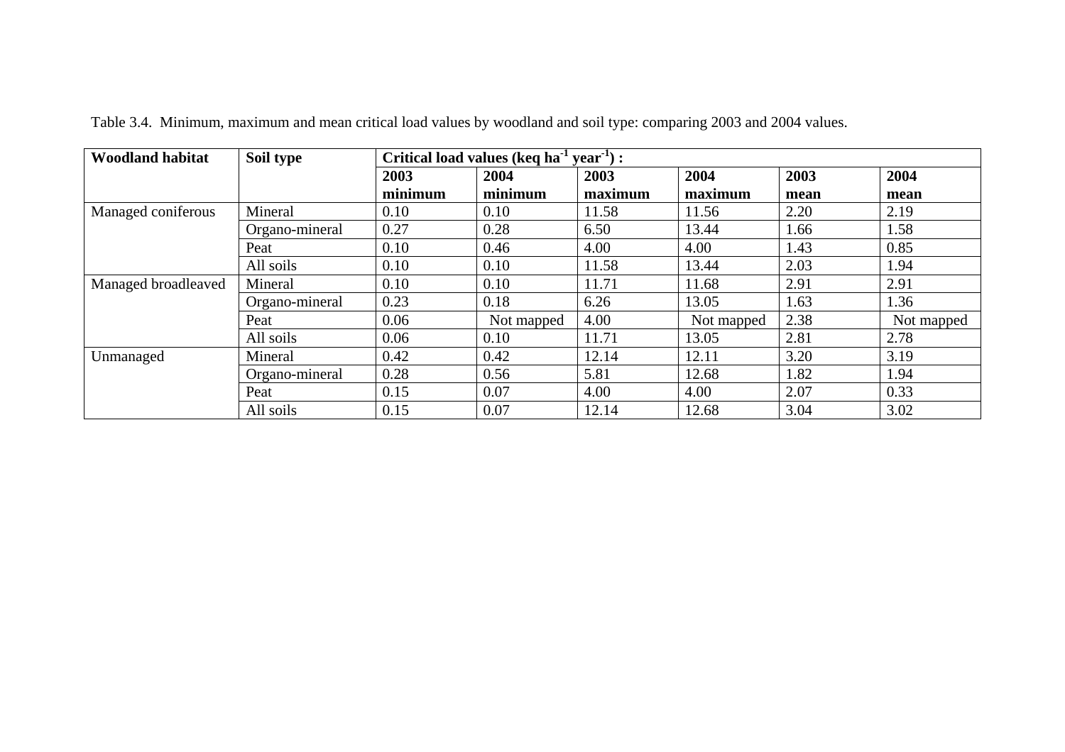Table 3.4. Minimum, maximum and mean critical load values by woodland and soil type: comparing 2003 and 2004 values.

| Woodland habitat | Soil type | Critical load values (keq ha$^{-1}$ year$^{-1}$) : | | | | | |
|---|---|---|---|---|---|---|---|
| | | 2003 minimum | 2004 minimum | 2003 maximum | 2004 maximum | 2003 mean | 2004 mean |
| Managed coniferous | Mineral | 0.10 | 0.10 | 11.58 | 11.56 | 2.20 | 2.19 |
| | Organo-mineral | 0.27 | 0.28 | 6.50 | 13.44 | 1.66 | 1.58 |
| | Peat | 0.10 | 0.46 | 4.00 | 4.00 | 1.43 | 0.85 |
| | All soils | 0.10 | 0.10 | 11.58 | 13.44 | 2.03 | 1.94 |
| Managed broadleaved | Mineral | 0.10 | 0.10 | 11.71 | 11.68 | 2.91 | 2.91 |
| | Organo-mineral | 0.23 | 0.18 | 6.26 | 13.05 | 1.63 | 1.36 |
| | Peat | 0.06 | Not mapped | 4.00 | Not mapped | 2.38 | Not mapped |
| | All soils | 0.06 | 0.10 | 11.71 | 13.05 | 2.81 | 2.78 |
| Unmanaged | Mineral | 0.42 | 0.42 | 12.14 | 12.11 | 3.20 | 3.19 |
| | Organo-mineral | 0.28 | 0.56 | 5.81 | 12.68 | 1.82 | 1.94 |
| | Peat | 0.15 | 0.07 | 4.00 | 4.00 | 2.07 | 0.33 |
| | All soils | 0.15 | 0.07 | 12.14 | 12.68 | 3.04 | 3.02 |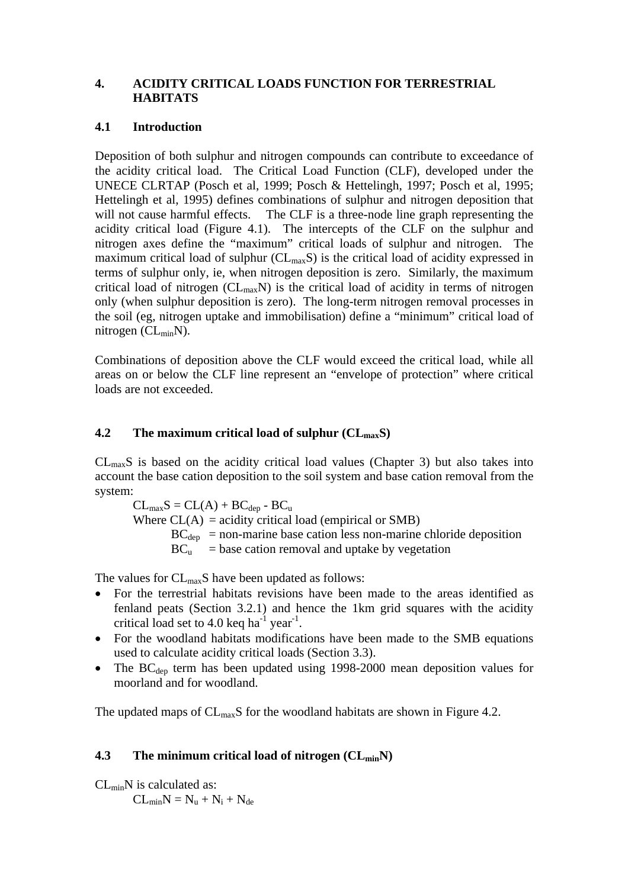## 4. ACIDITY CRITICAL LOADS FUNCTION FOR TERRESTRIAL HABITATS

### 4.1 Introduction

Deposition of both sulphur and nitrogen compounds can contribute to exceedance of the acidity critical load. The Critical Load Function (CLF), developed under the UNECE CLRTAP (Posch et al, 1999; Posch & Hettelingh, 1997; Posch et al, 1995; Hettelingh et al, 1995) defines combinations of sulphur and nitrogen deposition that will not cause harmful effects. The CLF is a three-node line graph representing the acidity critical load (Figure 4.1). The intercepts of the CLF on the sulphur and nitrogen axes define the "maximum" critical loads of sulphur and nitrogen. The maximum critical load of sulphur ($CL_{max}S$) is the critical load of acidity expressed in terms of sulphur only, ie, when nitrogen deposition is zero. Similarly, the maximum critical load of nitrogen ($CL_{max}N$) is the critical load of acidity in terms of nitrogen only (when sulphur deposition is zero). The long-term nitrogen removal processes in the soil (eg, nitrogen uptake and immobilisation) define a "minimum" critical load of nitrogen ($CL_{min}N$).

Combinations of deposition above the CLF would exceed the critical load, while all areas on or below the CLF line represent an "envelope of protection" where critical loads are not exceeded.

### 4.2 The maximum critical load of sulphur ($CL_{max}S$)

$CL_{max}S$ is based on the acidity critical load values (Chapter 3) but also takes into account the base cation deposition to the soil system and base cation removal from the system:

$$CL_{max}S = CL(A) + BC_{dep} - BC_u$$

Where CL(A) = acidity critical load (empirical or SMB)
$BC_{dep}$ = non-marine base cation less non-marine chloride deposition
$BC_u$ = base cation removal and uptake by vegetation

The values for $CL_{max}S$ have been updated as follows:

- For the terrestrial habitats revisions have been made to the areas identified as fenland peats (Section 3.2.1) and hence the 1km grid squares with the acidity critical load set to 4.0 keq $ha^{-1}$ $year^{-1}$.
- For the woodland habitats modifications have been made to the SMB equations used to calculate acidity critical loads (Section 3.3).
- The $BC_{dep}$ term has been updated using 1998-2000 mean deposition values for moorland and for woodland.

The updated maps of $CL_{max}S$ for the woodland habitats are shown in Figure 4.2.

### 4.3 The minimum critical load of nitrogen ($CL_{min}N$)

$CL_{min}N$ is calculated as:

$$CL_{min}N = N_u + N_i + N_{de}$$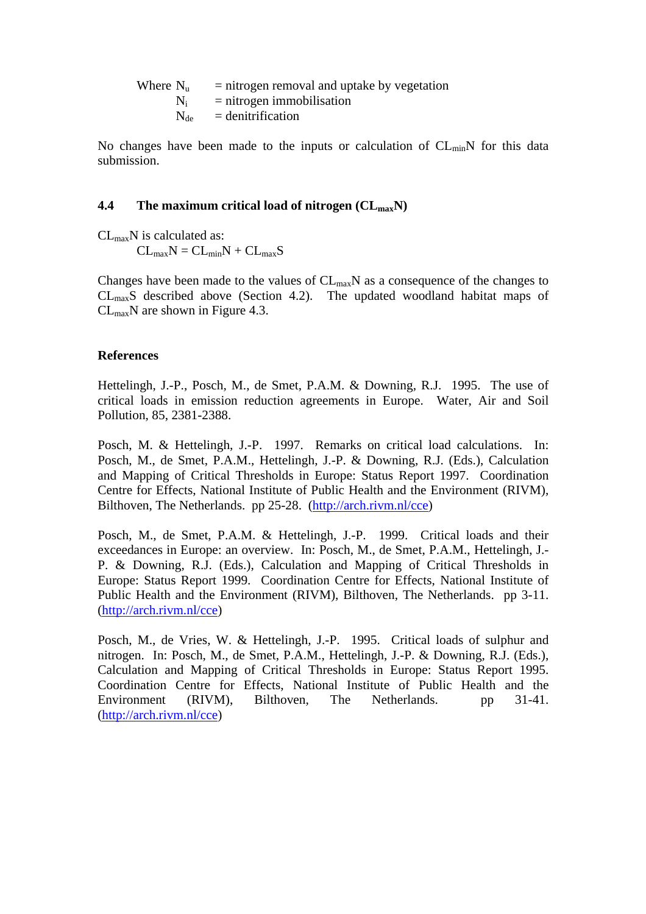Where $N_u$ = nitrogen removal and uptake by vegetation
$N_i$ = nitrogen immobilisation
$N_{de}$ = denitrification

No changes have been made to the inputs or calculation of $CL_{min}N$ for this data submission.

### 4.4 The maximum critical load of nitrogen ($CL_{max}N$)

$CL_{max}N$ is calculated as:

$$CL_{max}N = CL_{min}N + CL_{max}S$$

Changes have been made to the values of $CL_{max}N$ as a consequence of the changes to $CL_{max}S$ described above (Section 4.2). The updated woodland habitat maps of $CL_{max}N$ are shown in Figure 4.3.

## References

Hettelingh, J.-P., Posch, M., de Smet, P.A.M. & Downing, R.J. 1995. The use of critical loads in emission reduction agreements in Europe. Water, Air and Soil Pollution, 85, 2381-2388.

Posch, M. & Hettelingh, J.-P. 1997. Remarks on critical load calculations. In: Posch, M., de Smet, P.A.M., Hettelingh, J.-P. & Downing, R.J. (Eds.), Calculation and Mapping of Critical Thresholds in Europe: Status Report 1997. Coordination Centre for Effects, National Institute of Public Health and the Environment (RIVM), Bilthoven, The Netherlands. pp 25-28. (http://arch.rivm.nl/cce)

Posch, M., de Smet, P.A.M. & Hettelingh, J.-P. 1999. Critical loads and their exceedances in Europe: an overview. In: Posch, M., de Smet, P.A.M., Hettelingh, J.-P. & Downing, R.J. (Eds.), Calculation and Mapping of Critical Thresholds in Europe: Status Report 1999. Coordination Centre for Effects, National Institute of Public Health and the Environment (RIVM), Bilthoven, The Netherlands. pp 3-11. (http://arch.rivm.nl/cce)

Posch, M., de Vries, W. & Hettelingh, J.-P. 1995. Critical loads of sulphur and nitrogen. In: Posch, M., de Smet, P.A.M., Hettelingh, J.-P. & Downing, R.J. (Eds.), Calculation and Mapping of Critical Thresholds in Europe: Status Report 1995. Coordination Centre for Effects, National Institute of Public Health and the Environment (RIVM), Bilthoven, The Netherlands. pp 31-41. (http://arch.rivm.nl/cce)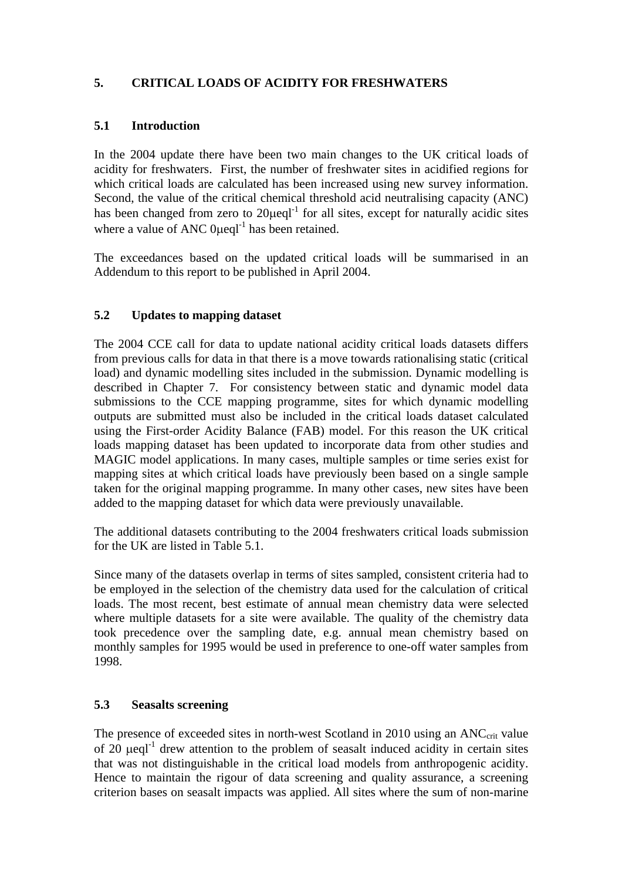## 5. CRITICAL LOADS OF ACIDITY FOR FRESHWATERS

### 5.1 Introduction

In the 2004 update there have been two main changes to the UK critical loads of acidity for freshwaters. First, the number of freshwater sites in acidified regions for which critical loads are calculated has been increased using new survey information. Second, the value of the critical chemical threshold acid neutralising capacity (ANC) has been changed from zero to $20\mu eql^{-1}$ for all sites, except for naturally acidic sites where a value of ANC $0\mu eql^{-1}$ has been retained.

The exceedances based on the updated critical loads will be summarised in an Addendum to this report to be published in April 2004.

### 5.2 Updates to mapping dataset

The 2004 CCE call for data to update national acidity critical loads datasets differs from previous calls for data in that there is a move towards rationalising static (critical load) and dynamic modelling sites included in the submission. Dynamic modelling is described in Chapter 7. For consistency between static and dynamic model data submissions to the CCE mapping programme, sites for which dynamic modelling outputs are submitted must also be included in the critical loads dataset calculated using the First-order Acidity Balance (FAB) model. For this reason the UK critical loads mapping dataset has been updated to incorporate data from other studies and MAGIC model applications. In many cases, multiple samples or time series exist for mapping sites at which critical loads have previously been based on a single sample taken for the original mapping programme. In many other cases, new sites have been added to the mapping dataset for which data were previously unavailable.

The additional datasets contributing to the 2004 freshwaters critical loads submission for the UK are listed in Table 5.1.

Since many of the datasets overlap in terms of sites sampled, consistent criteria had to be employed in the selection of the chemistry data used for the calculation of critical loads. The most recent, best estimate of annual mean chemistry data were selected where multiple datasets for a site were available. The quality of the chemistry data took precedence over the sampling date, e.g. annual mean chemistry based on monthly samples for 1995 would be used in preference to one-off water samples from 1998.

### 5.3 Seasalts screening

The presence of exceeded sites in north-west Scotland in 2010 using an $ANC_{crit}$ value of $20\ \mu eql^{-1}$ drew attention to the problem of seasalt induced acidity in certain sites that was not distinguishable in the critical load models from anthropogenic acidity. Hence to maintain the rigour of data screening and quality assurance, a screening criterion bases on seasalt impacts was applied. All sites where the sum of non-marine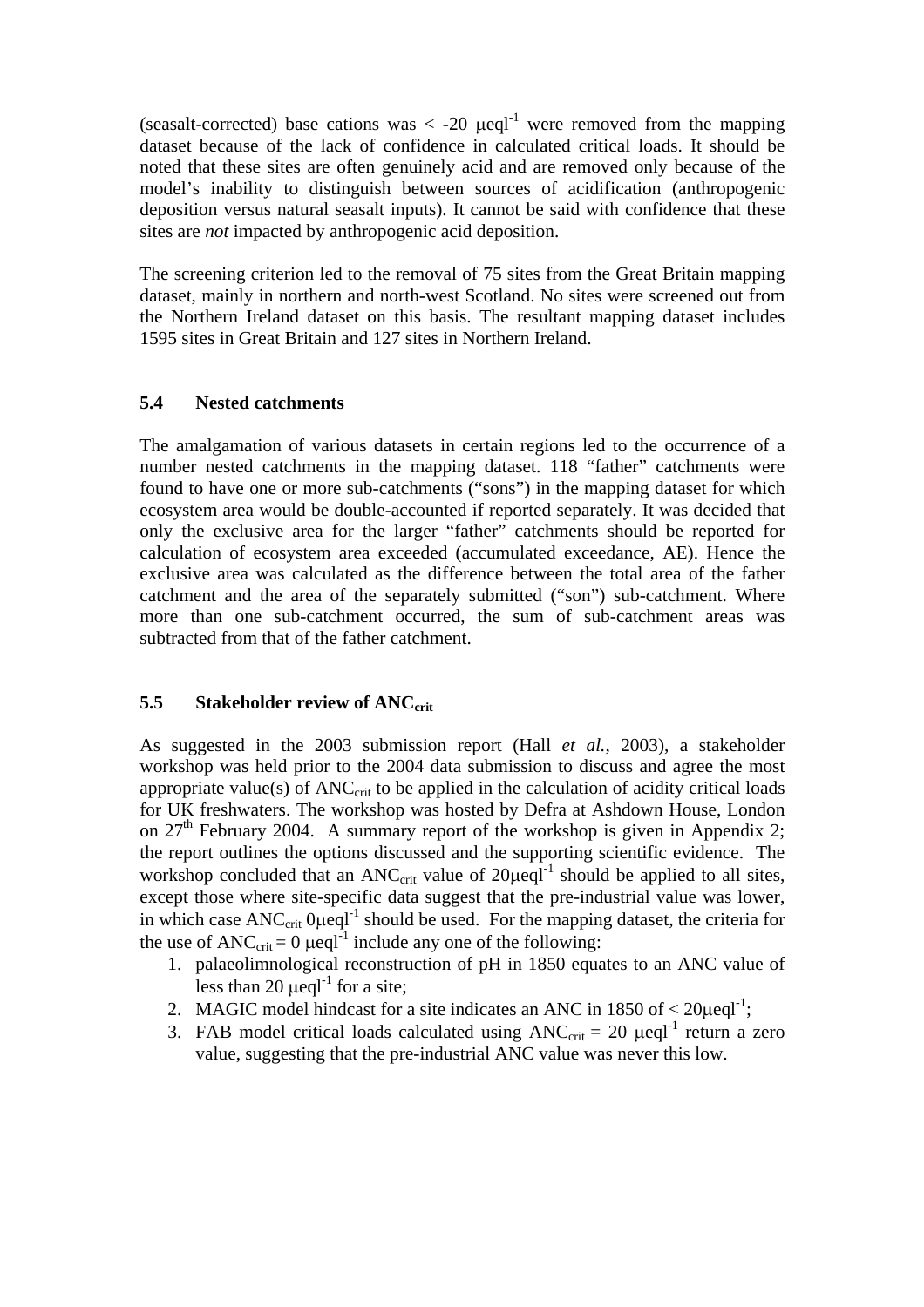(seasalt-corrected) base cations was < -20 $\mu eql^{-1}$ were removed from the mapping dataset because of the lack of confidence in calculated critical loads. It should be noted that these sites are often genuinely acid and are removed only because of the model's inability to distinguish between sources of acidification (anthropogenic deposition versus natural seasalt inputs). It cannot be said with confidence that these sites are *not* impacted by anthropogenic acid deposition.

The screening criterion led to the removal of 75 sites from the Great Britain mapping dataset, mainly in northern and north-west Scotland. No sites were screened out from the Northern Ireland dataset on this basis. The resultant mapping dataset includes 1595 sites in Great Britain and 127 sites in Northern Ireland.

### 5.4 Nested catchments

The amalgamation of various datasets in certain regions led to the occurrence of a number nested catchments in the mapping dataset. 118 "father" catchments were found to have one or more sub-catchments ("sons") in the mapping dataset for which ecosystem area would be double-accounted if reported separately. It was decided that only the exclusive area for the larger "father" catchments should be reported for calculation of ecosystem area exceeded (accumulated exceedance, AE). Hence the exclusive area was calculated as the difference between the total area of the father catchment and the area of the separately submitted ("son") sub-catchment. Where more than one sub-catchment occurred, the sum of sub-catchment areas was subtracted from that of the father catchment.

### 5.5 Stakeholder review of $ANC_{crit}$

As suggested in the 2003 submission report (Hall *et al.*, 2003), a stakeholder workshop was held prior to the 2004 data submission to discuss and agree the most appropriate value(s) of $ANC_{crit}$ to be applied in the calculation of acidity critical loads for UK freshwaters. The workshop was hosted by Defra at Ashdown House, London on 27th February 2004. A summary report of the workshop is given in Appendix 2; the report outlines the options discussed and the supporting scientific evidence. The workshop concluded that an $ANC_{crit}$ value of $20 \mu eql^{-1}$ should be applied to all sites, except those where site-specific data suggest that the pre-industrial value was lower, in which case $ANC_{crit}$ $0 \mu eql^{-1}$ should be used. For the mapping dataset, the criteria for the use of $ANC_{crit} = 0$ $\mu eql^{-1}$ include any one of the following:

1. palaeolimnological reconstruction of pH in 1850 equates to an ANC value of less than 20 $\mu eql^{-1}$ for a site;
2. MAGIC model hindcast for a site indicates an ANC in 1850 of < $20 \mu eql^{-1}$;
3. FAB model critical loads calculated using $ANC_{crit} = 20$ $\mu eql^{-1}$ return a zero value, suggesting that the pre-industrial ANC value was never this low.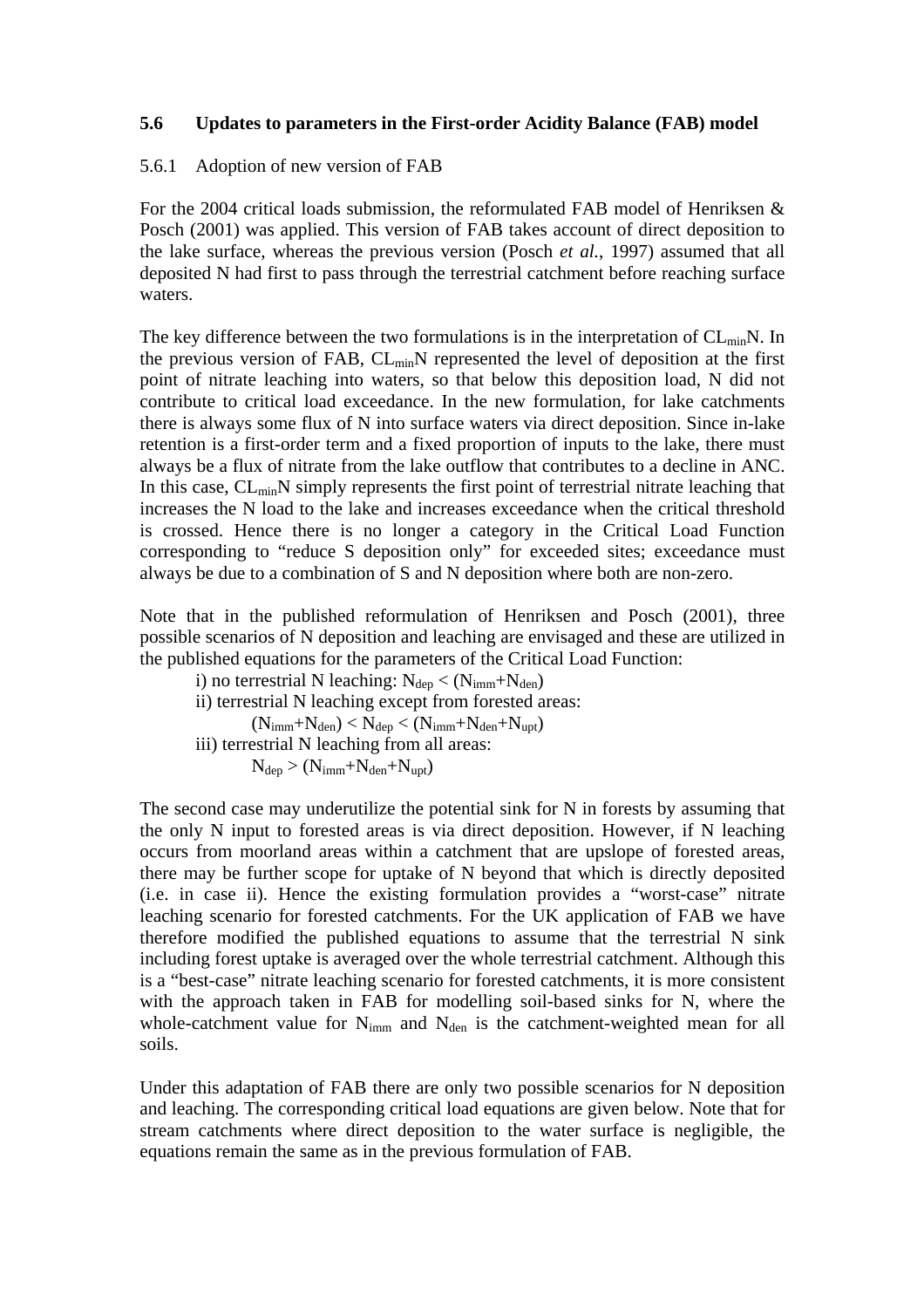### 5.6 Updates to parameters in the First-order Acidity Balance (FAB) model

#### 5.6.1 Adoption of new version of FAB

For the 2004 critical loads submission, the reformulated FAB model of Henriksen & Posch (2001) was applied. This version of FAB takes account of direct deposition to the lake surface, whereas the previous version (Posch *et al.*, 1997) assumed that all deposited N had first to pass through the terrestrial catchment before reaching surface waters.

The key difference between the two formulations is in the interpretation of $CL_{min}N$. In the previous version of FAB, $CL_{min}N$ represented the level of deposition at the first point of nitrate leaching into waters, so that below this deposition load, N did not contribute to critical load exceedance. In the new formulation, for lake catchments there is always some flux of N into surface waters via direct deposition. Since in-lake retention is a first-order term and a fixed proportion of inputs to the lake, there must always be a flux of nitrate from the lake outflow that contributes to a decline in ANC. In this case, $CL_{min}N$ simply represents the first point of terrestrial nitrate leaching that increases the N load to the lake and increases exceedance when the critical threshold is crossed. Hence there is no longer a category in the Critical Load Function corresponding to "reduce S deposition only" for exceeded sites; exceedance must always be due to a combination of S and N deposition where both are non-zero.

Note that in the published reformulation of Henriksen and Posch (2001), three possible scenarios of N deposition and leaching are envisaged and these are utilized in the published equations for the parameters of the Critical Load Function:

i) no terrestrial N leaching: $N_{dep} < (N_{imm}+N_{den})$

ii) terrestrial N leaching except from forested areas:

$(N_{imm}+N_{den}) < N_{dep} < (N_{imm}+N_{den}+N_{upt})$

iii) terrestrial N leaching from all areas:

$N_{dep} > (N_{imm}+N_{den}+N_{upt})$

The second case may underutilize the potential sink for N in forests by assuming that the only N input to forested areas is via direct deposition. However, if N leaching occurs from moorland areas within a catchment that are upslope of forested areas, there may be further scope for uptake of N beyond that which is directly deposited (i.e. in case ii). Hence the existing formulation provides a "worst-case" nitrate leaching scenario for forested catchments. For the UK application of FAB we have therefore modified the published equations to assume that the terrestrial N sink including forest uptake is averaged over the whole terrestrial catchment. Although this is a "best-case" nitrate leaching scenario for forested catchments, it is more consistent with the approach taken in FAB for modelling soil-based sinks for N, where the whole-catchment value for $N_{imm}$ and $N_{den}$ is the catchment-weighted mean for all soils.

Under this adaptation of FAB there are only two possible scenarios for N deposition and leaching. The corresponding critical load equations are given below. Note that for stream catchments where direct deposition to the water surface is negligible, the equations remain the same as in the previous formulation of FAB.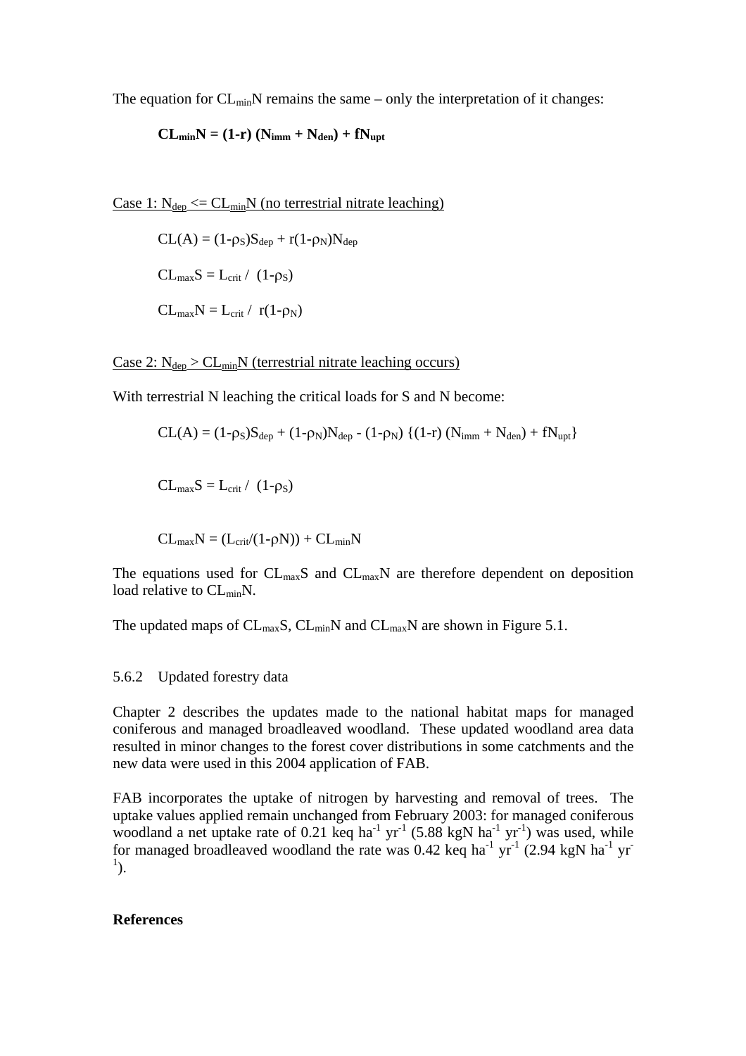The equation for $CL_{min}N$ remains the same – only the interpretation of it changes:

$$\mathbf{CL_{min}N = (1-r)\,(N_{imm} + N_{den}) + fN_{upt}}$$

<u>Case 1: $N_{dep} <= CL_{min}N$ (no terrestrial nitrate leaching)</u>

$$CL(A) = (1-\rho_S)S_{dep} + r(1-\rho_N)N_{dep}$$

$$CL_{max}S = L_{crit} / (1-\rho_S)$$

$$CL_{max}N = L_{crit} / r(1-\rho_N)$$

<u>Case 2: $N_{dep} > CL_{min}N$ (terrestrial nitrate leaching occurs)</u>

With terrestrial N leaching the critical loads for S and N become:

$$CL(A) = (1-\rho_S)S_{dep} + (1-\rho_N)N_{dep} - (1-\rho_N)\,\{(1-r)\,(N_{imm} + N_{den}) + fN_{upt}\}$$

$$CL_{max}S = L_{crit} / (1-\rho_S)$$

$$CL_{max}N = (L_{crit}/(1-\rho N)) + CL_{min}N$$

The equations used for $CL_{max}S$ and $CL_{max}N$ are therefore dependent on deposition load relative to $CL_{min}N$.

The updated maps of $CL_{max}S$, $CL_{min}N$ and $CL_{max}N$ are shown in Figure 5.1.

### 5.6.2 Updated forestry data

Chapter 2 describes the updates made to the national habitat maps for managed coniferous and managed broadleaved woodland. These updated woodland area data resulted in minor changes to the forest cover distributions in some catchments and the new data were used in this 2004 application of FAB.

FAB incorporates the uptake of nitrogen by harvesting and removal of trees. The uptake values applied remain unchanged from February 2003: for managed coniferous woodland a net uptake rate of 0.21 keq $ha^{-1}$ $yr^{-1}$ (5.88 kgN $ha^{-1}$ $yr^{-1}$) was used, while for managed broadleaved woodland the rate was 0.42 keq $ha^{-1}$ $yr^{-1}$ (2.94 kgN $ha^{-1}$ $yr^{-1}$).

**References**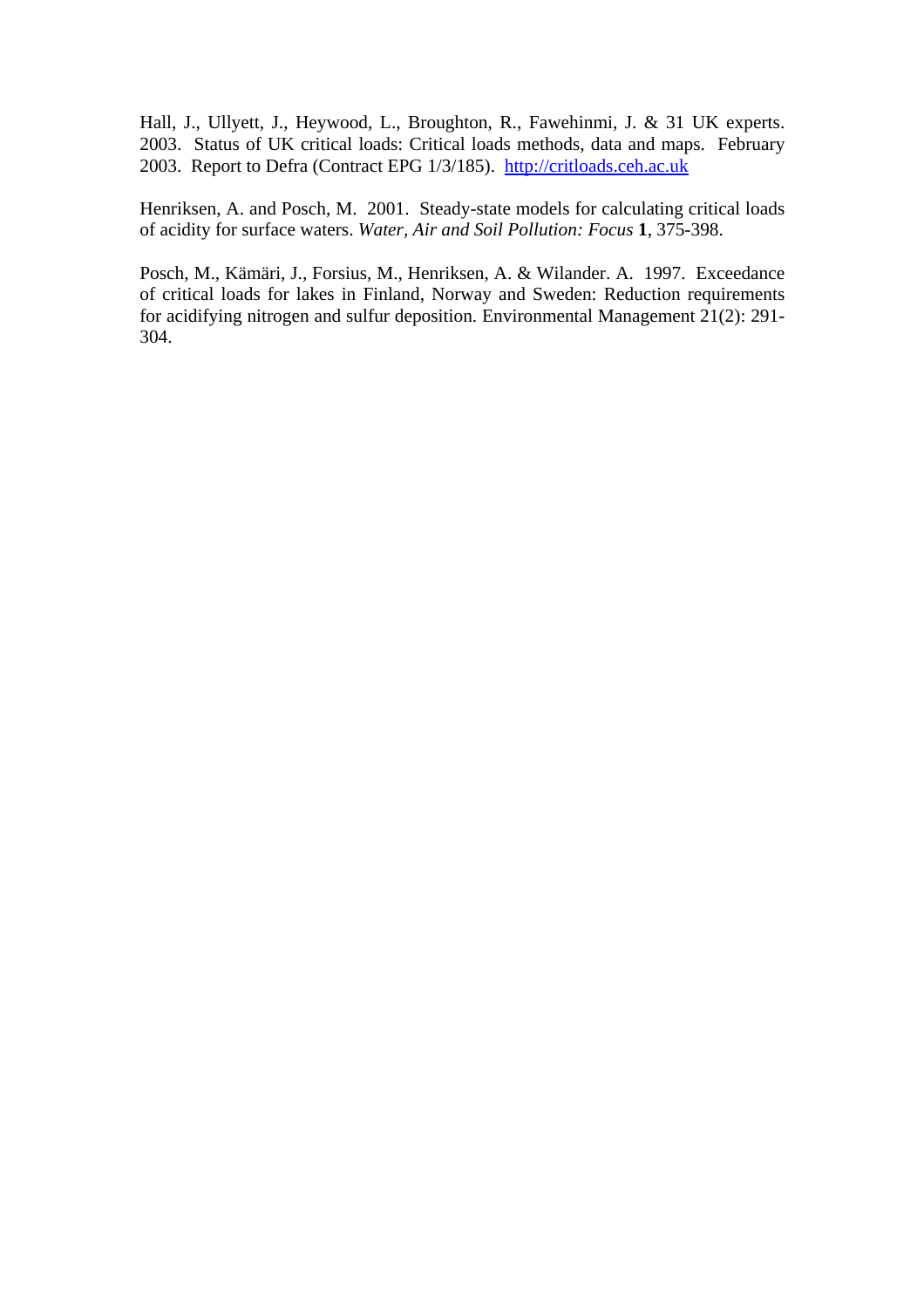Hall, J., Ullyett, J., Heywood, L., Broughton, R., Fawehinmi, J. & 31 UK experts. 2003. Status of UK critical loads: Critical loads methods, data and maps. February 2003. Report to Defra (Contract EPG 1/3/185). http://critloads.ceh.ac.uk

Henriksen, A. and Posch, M. 2001. Steady-state models for calculating critical loads of acidity for surface waters. *Water, Air and Soil Pollution: Focus* **1**, 375-398.

Posch, M., Kämäri, J., Forsius, M., Henriksen, A. & Wilander. A. 1997. Exceedance of critical loads for lakes in Finland, Norway and Sweden: Reduction requirements for acidifying nitrogen and sulfur deposition. Environmental Management 21(2): 291-304.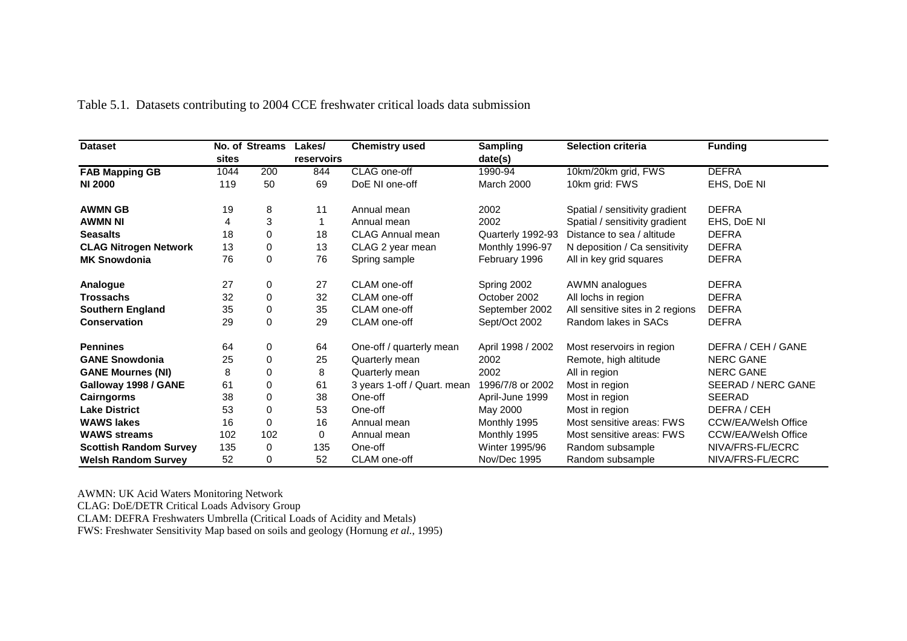Table 5.1. Datasets contributing to 2004 CCE freshwater critical loads data submission

| Dataset | No. of sites | Streams | Lakes/ reservoirs | Chemistry used | Sampling date(s) | Selection criteria | Funding |
|---|---|---|---|---|---|---|---|
| **FAB Mapping GB** | 1044 | 200 | 844 | CLAG one-off | 1990-94 | 10km/20km grid, FWS | DEFRA |
| **NI 2000** | 119 | 50 | 69 | DoE NI one-off | March 2000 | 10km grid: FWS | EHS, DoE NI |
| **AWMN GB** | 19 | 8 | 11 | Annual mean | 2002 | Spatial / sensitivity gradient | DEFRA |
| **AWMN NI** | 4 | 3 | 1 | Annual mean | 2002 | Spatial / sensitivity gradient | EHS, DoE NI |
| **Seasalts** | 18 | 0 | 18 | CLAG Annual mean | Quarterly 1992-93 | Distance to sea / altitude | DEFRA |
| **CLAG Nitrogen Network** | 13 | 0 | 13 | CLAG 2 year mean | Monthly 1996-97 | N deposition / Ca sensitivity | DEFRA |
| **MK Snowdonia** | 76 | 0 | 76 | Spring sample | February 1996 | All in key grid squares | DEFRA |
| **Analogue** | 27 | 0 | 27 | CLAM one-off | Spring 2002 | AWMN analogues | DEFRA |
| **Trossachs** | 32 | 0 | 32 | CLAM one-off | October 2002 | All lochs in region | DEFRA |
| **Southern England** | 35 | 0 | 35 | CLAM one-off | September 2002 | All sensitive sites in 2 regions | DEFRA |
| **Conservation** | 29 | 0 | 29 | CLAM one-off | Sept/Oct 2002 | Random lakes in SACs | DEFRA |
| **Pennines** | 64 | 0 | 64 | One-off / quarterly mean | April 1998 / 2002 | Most reservoirs in region | DEFRA / CEH / GANE |
| **GANE Snowdonia** | 25 | 0 | 25 | Quarterly mean | 2002 | Remote, high altitude | NERC GANE |
| **GANE Mournes (NI)** | 8 | 0 | 8 | Quarterly mean | 2002 | All in region | NERC GANE |
| **Galloway 1998 / GANE** | 61 | 0 | 61 | 3 years 1-off / Quart. mean | 1996/7/8 or 2002 | Most in region | SEERAD / NERC GANE |
| **Cairngorms** | 38 | 0 | 38 | One-off | April-June 1999 | Most in region | SEERAD |
| **Lake District** | 53 | 0 | 53 | One-off | May 2000 | Most in region | DEFRA / CEH |
| **WAWS lakes** | 16 | 0 | 16 | Annual mean | Monthly 1995 | Most sensitive areas: FWS | CCW/EA/Welsh Office |
| **WAWS streams** | 102 | 102 | 0 | Annual mean | Monthly 1995 | Most sensitive areas: FWS | CCW/EA/Welsh Office |
| **Scottish Random Survey** | 135 | 0 | 135 | One-off | Winter 1995/96 | Random subsample | NIVA/FRS-FL/ECRC |
| **Welsh Random Survey** | 52 | 0 | 52 | CLAM one-off | Nov/Dec 1995 | Random subsample | NIVA/FRS-FL/ECRC |

AWMN: UK Acid Waters Monitoring Network
CLAG: DoE/DETR Critical Loads Advisory Group
CLAM: DEFRA Freshwaters Umbrella (Critical Loads of Acidity and Metals)
FWS: Freshwater Sensitivity Map based on soils and geology (Hornung *et al.*, 1995)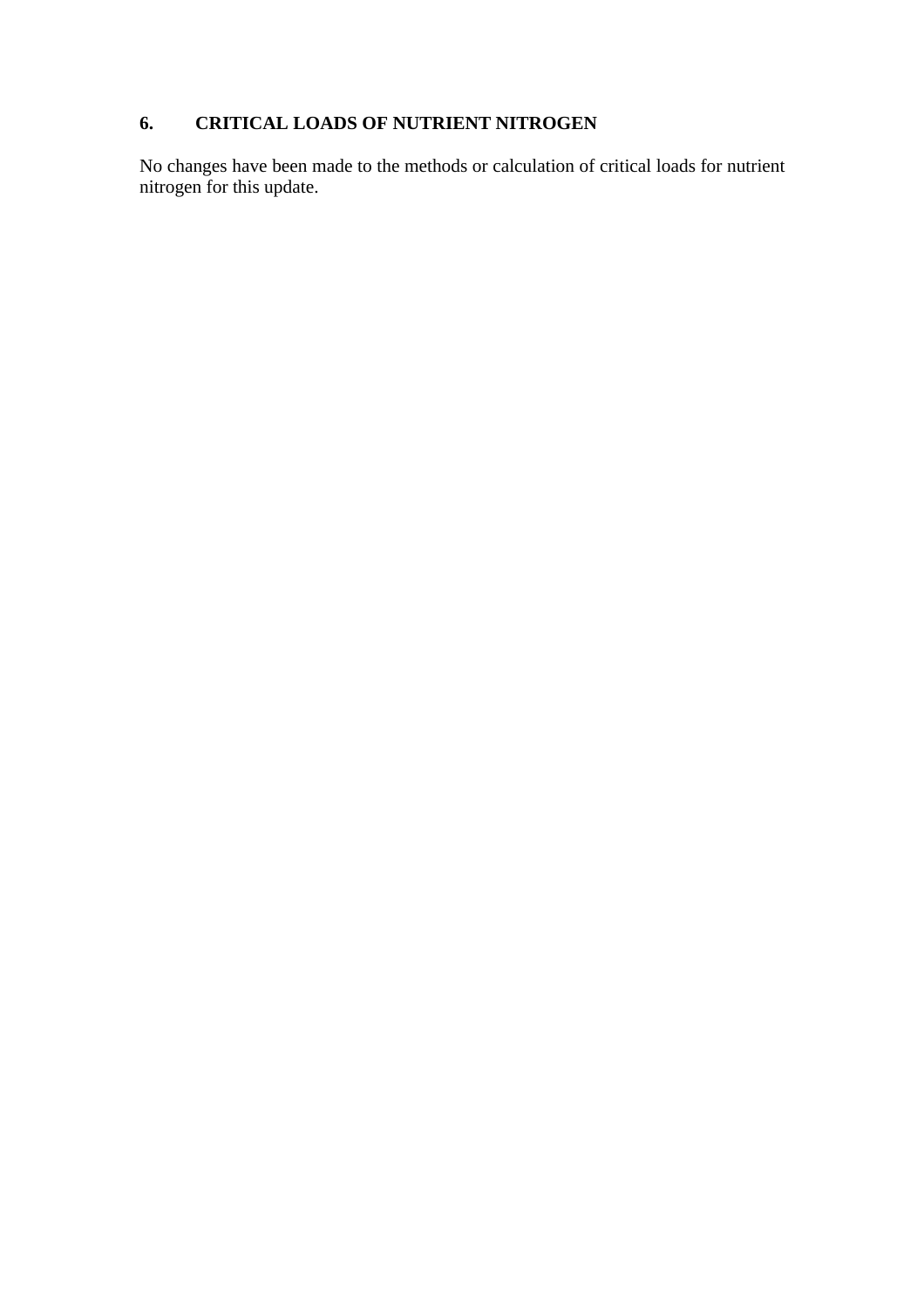## 6. CRITICAL LOADS OF NUTRIENT NITROGEN

No changes have been made to the methods or calculation of critical loads for nutrient nitrogen for this update.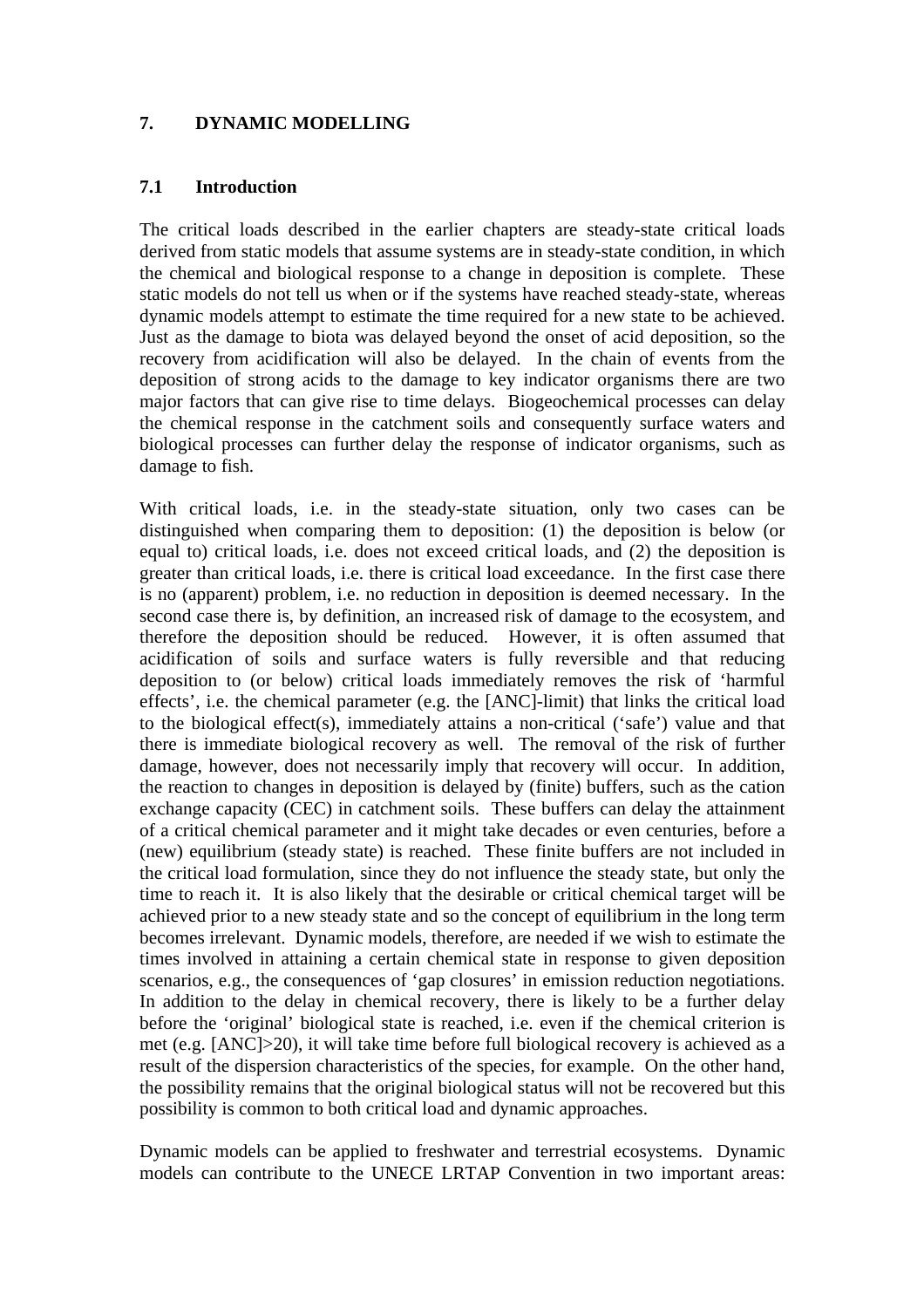# 7. DYNAMIC MODELLING

## 7.1 Introduction

The critical loads described in the earlier chapters are steady-state critical loads derived from static models that assume systems are in steady-state condition, in which the chemical and biological response to a change in deposition is complete. These static models do not tell us when or if the systems have reached steady-state, whereas dynamic models attempt to estimate the time required for a new state to be achieved. Just as the damage to biota was delayed beyond the onset of acid deposition, so the recovery from acidification will also be delayed. In the chain of events from the deposition of strong acids to the damage to key indicator organisms there are two major factors that can give rise to time delays. Biogeochemical processes can delay the chemical response in the catchment soils and consequently surface waters and biological processes can further delay the response of indicator organisms, such as damage to fish.

With critical loads, i.e. in the steady-state situation, only two cases can be distinguished when comparing them to deposition: (1) the deposition is below (or equal to) critical loads, i.e. does not exceed critical loads, and (2) the deposition is greater than critical loads, i.e. there is critical load exceedance. In the first case there is no (apparent) problem, i.e. no reduction in deposition is deemed necessary. In the second case there is, by definition, an increased risk of damage to the ecosystem, and therefore the deposition should be reduced. However, it is often assumed that acidification of soils and surface waters is fully reversible and that reducing deposition to (or below) critical loads immediately removes the risk of 'harmful effects', i.e. the chemical parameter (e.g. the [ANC]-limit) that links the critical load to the biological effect(s), immediately attains a non-critical ('safe') value and that there is immediate biological recovery as well. The removal of the risk of further damage, however, does not necessarily imply that recovery will occur. In addition, the reaction to changes in deposition is delayed by (finite) buffers, such as the cation exchange capacity (CEC) in catchment soils. These buffers can delay the attainment of a critical chemical parameter and it might take decades or even centuries, before a (new) equilibrium (steady state) is reached. These finite buffers are not included in the critical load formulation, since they do not influence the steady state, but only the time to reach it. It is also likely that the desirable or critical chemical target will be achieved prior to a new steady state and so the concept of equilibrium in the long term becomes irrelevant. Dynamic models, therefore, are needed if we wish to estimate the times involved in attaining a certain chemical state in response to given deposition scenarios, e.g., the consequences of 'gap closures' in emission reduction negotiations. In addition to the delay in chemical recovery, there is likely to be a further delay before the 'original' biological state is reached, i.e. even if the chemical criterion is met (e.g. [ANC]>20), it will take time before full biological recovery is achieved as a result of the dispersion characteristics of the species, for example. On the other hand, the possibility remains that the original biological status will not be recovered but this possibility is common to both critical load and dynamic approaches.

Dynamic models can be applied to freshwater and terrestrial ecosystems. Dynamic models can contribute to the UNECE LRTAP Convention in two important areas: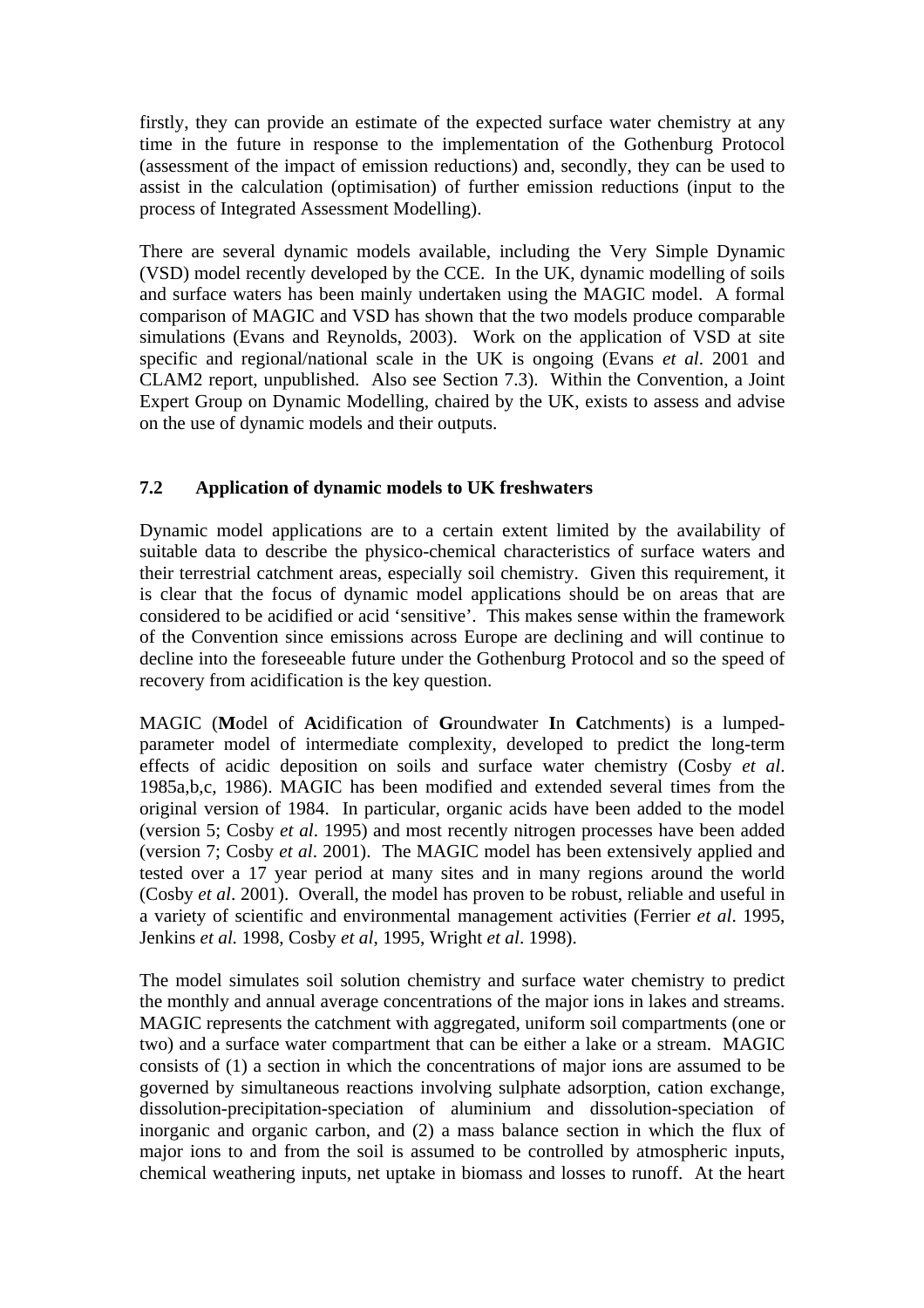firstly, they can provide an estimate of the expected surface water chemistry at any time in the future in response to the implementation of the Gothenburg Protocol (assessment of the impact of emission reductions) and, secondly, they can be used to assist in the calculation (optimisation) of further emission reductions (input to the process of Integrated Assessment Modelling).

There are several dynamic models available, including the Very Simple Dynamic (VSD) model recently developed by the CCE. In the UK, dynamic modelling of soils and surface waters has been mainly undertaken using the MAGIC model. A formal comparison of MAGIC and VSD has shown that the two models produce comparable simulations (Evans and Reynolds, 2003). Work on the application of VSD at site specific and regional/national scale in the UK is ongoing (Evans *et al*. 2001 and CLAM2 report, unpublished. Also see Section 7.3). Within the Convention, a Joint Expert Group on Dynamic Modelling, chaired by the UK, exists to assess and advise on the use of dynamic models and their outputs.

### 7.2 Application of dynamic models to UK freshwaters

Dynamic model applications are to a certain extent limited by the availability of suitable data to describe the physico-chemical characteristics of surface waters and their terrestrial catchment areas, especially soil chemistry. Given this requirement, it is clear that the focus of dynamic model applications should be on areas that are considered to be acidified or acid 'sensitive'. This makes sense within the framework of the Convention since emissions across Europe are declining and will continue to decline into the foreseeable future under the Gothenburg Protocol and so the speed of recovery from acidification is the key question.

MAGIC (**M**odel of **A**cidification of **G**roundwater **I**n **C**atchments) is a lumped-parameter model of intermediate complexity, developed to predict the long-term effects of acidic deposition on soils and surface water chemistry (Cosby *et al*. 1985a,b,c, 1986). MAGIC has been modified and extended several times from the original version of 1984. In particular, organic acids have been added to the model (version 5; Cosby *et al*. 1995) and most recently nitrogen processes have been added (version 7; Cosby *et al*. 2001). The MAGIC model has been extensively applied and tested over a 17 year period at many sites and in many regions around the world (Cosby *et al*. 2001). Overall, the model has proven to be robust, reliable and useful in a variety of scientific and environmental management activities (Ferrier *et al*. 1995, Jenkins *et al.* 1998, Cosby *et al*, 1995, Wright *et al*. 1998).

The model simulates soil solution chemistry and surface water chemistry to predict the monthly and annual average concentrations of the major ions in lakes and streams. MAGIC represents the catchment with aggregated, uniform soil compartments (one or two) and a surface water compartment that can be either a lake or a stream. MAGIC consists of (1) a section in which the concentrations of major ions are assumed to be governed by simultaneous reactions involving sulphate adsorption, cation exchange, dissolution-precipitation-speciation of aluminium and dissolution-speciation of inorganic and organic carbon, and (2) a mass balance section in which the flux of major ions to and from the soil is assumed to be controlled by atmospheric inputs, chemical weathering inputs, net uptake in biomass and losses to runoff. At the heart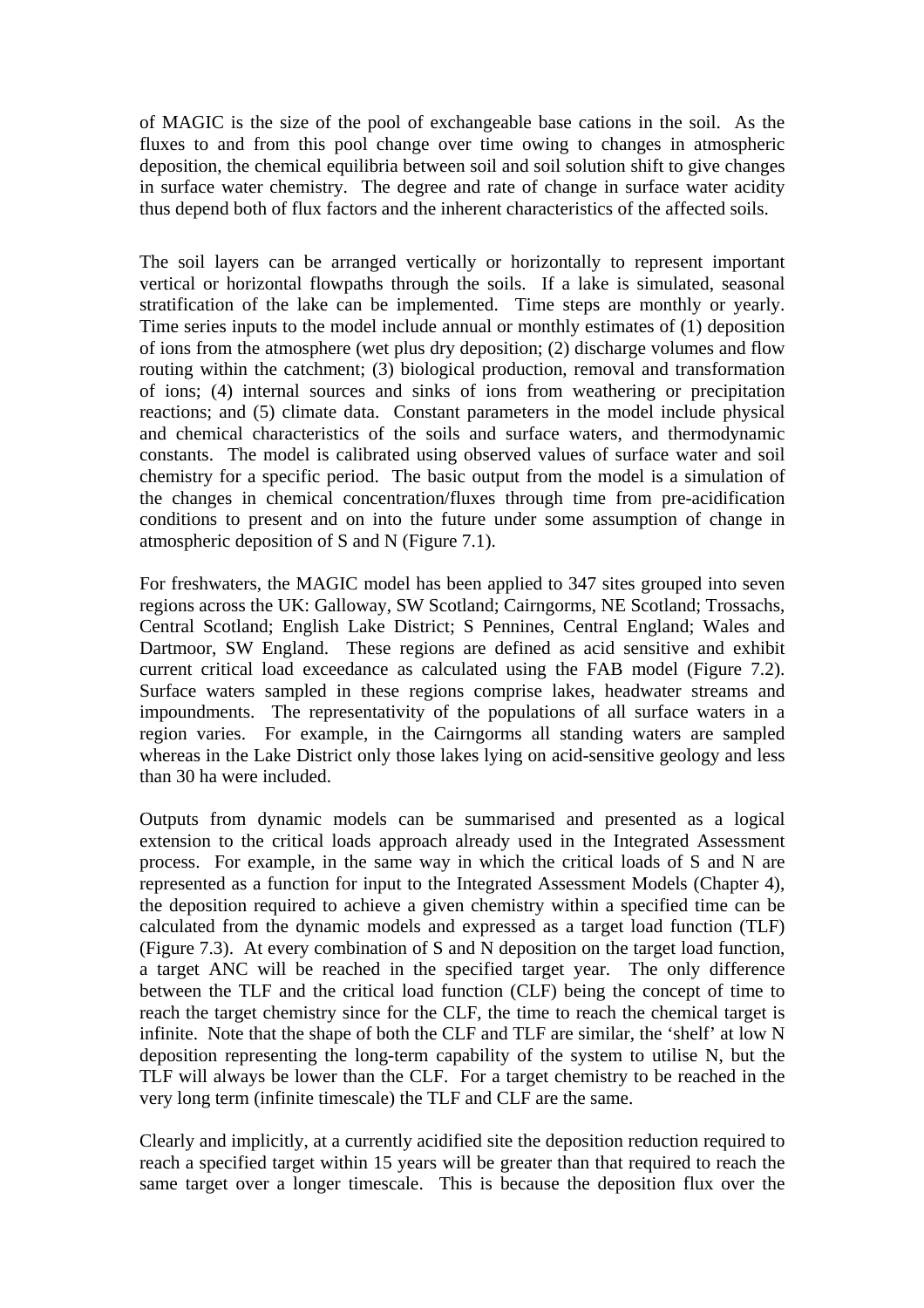of MAGIC is the size of the pool of exchangeable base cations in the soil. As the fluxes to and from this pool change over time owing to changes in atmospheric deposition, the chemical equilibria between soil and soil solution shift to give changes in surface water chemistry. The degree and rate of change in surface water acidity thus depend both of flux factors and the inherent characteristics of the affected soils.

The soil layers can be arranged vertically or horizontally to represent important vertical or horizontal flowpaths through the soils. If a lake is simulated, seasonal stratification of the lake can be implemented. Time steps are monthly or yearly. Time series inputs to the model include annual or monthly estimates of (1) deposition of ions from the atmosphere (wet plus dry deposition); (2) discharge volumes and flow routing within the catchment; (3) biological production, removal and transformation of ions; (4) internal sources and sinks of ions from weathering or precipitation reactions; and (5) climate data. Constant parameters in the model include physical and chemical characteristics of the soils and surface waters, and thermodynamic constants. The model is calibrated using observed values of surface water and soil chemistry for a specific period. The basic output from the model is a simulation of the changes in chemical concentration/fluxes through time from pre-acidification conditions to present and on into the future under some assumption of change in atmospheric deposition of S and N (Figure 7.1).

For freshwaters, the MAGIC model has been applied to 347 sites grouped into seven regions across the UK: Galloway, SW Scotland; Cairngorms, NE Scotland; Trossachs, Central Scotland; English Lake District; S Pennines, Central England; Wales and Dartmoor, SW England. These regions are defined as acid sensitive and exhibit current critical load exceedance as calculated using the FAB model (Figure 7.2). Surface waters sampled in these regions comprise lakes, headwater streams and impoundments. The representativity of the populations of all surface waters in a region varies. For example, in the Cairngorms all standing waters are sampled whereas in the Lake District only those lakes lying on acid-sensitive geology and less than 30 ha were included.

Outputs from dynamic models can be summarised and presented as a logical extension to the critical loads approach already used in the Integrated Assessment process. For example, in the same way in which the critical loads of S and N are represented as a function for input to the Integrated Assessment Models (Chapter 4), the deposition required to achieve a given chemistry within a specified time can be calculated from the dynamic models and expressed as a target load function (TLF) (Figure 7.3). At every combination of S and N deposition on the target load function, a target ANC will be reached in the specified target year. The only difference between the TLF and the critical load function (CLF) being the concept of time to reach the target chemistry since for the CLF, the time to reach the chemical target is infinite. Note that the shape of both the CLF and TLF are similar, the 'shelf' at low N deposition representing the long-term capability of the system to utilise N, but the TLF will always be lower than the CLF. For a target chemistry to be reached in the very long term (infinite timescale) the TLF and CLF are the same.

Clearly and implicitly, at a currently acidified site the deposition reduction required to reach a specified target within 15 years will be greater than that required to reach the same target over a longer timescale. This is because the deposition flux over the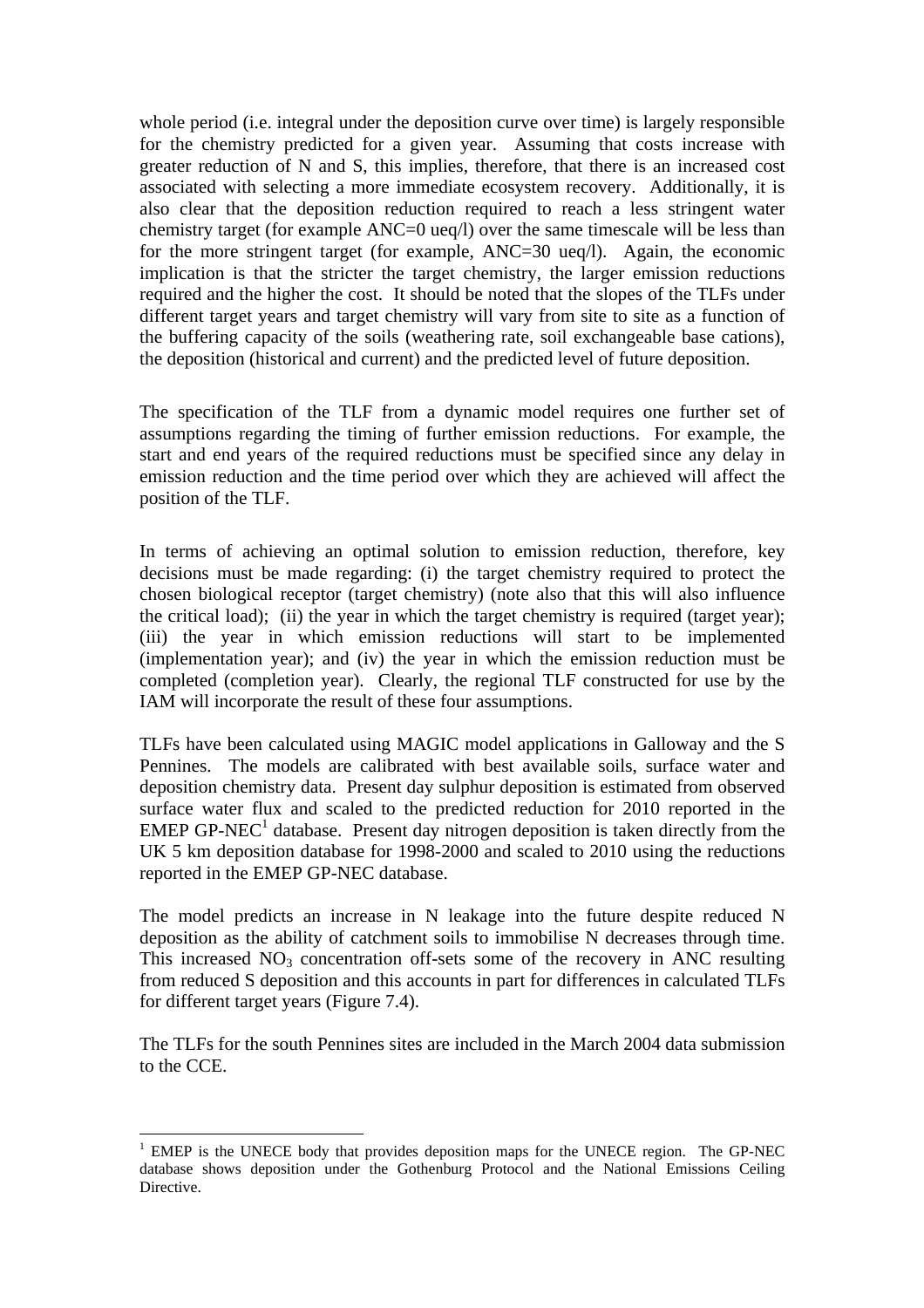whole period (i.e. integral under the deposition curve over time) is largely responsible for the chemistry predicted for a given year. Assuming that costs increase with greater reduction of N and S, this implies, therefore, that there is an increased cost associated with selecting a more immediate ecosystem recovery. Additionally, it is also clear that the deposition reduction required to reach a less stringent water chemistry target (for example ANC=0 ueq/l) over the same timescale will be less than for the more stringent target (for example, ANC=30 ueq/l). Again, the economic implication is that the stricter the target chemistry, the larger emission reductions required and the higher the cost. It should be noted that the slopes of the TLFs under different target years and target chemistry will vary from site to site as a function of the buffering capacity of the soils (weathering rate, soil exchangeable base cations), the deposition (historical and current) and the predicted level of future deposition.

The specification of the TLF from a dynamic model requires one further set of assumptions regarding the timing of further emission reductions. For example, the start and end years of the required reductions must be specified since any delay in emission reduction and the time period over which they are achieved will affect the position of the TLF.

In terms of achieving an optimal solution to emission reduction, therefore, key decisions must be made regarding: (i) the target chemistry required to protect the chosen biological receptor (target chemistry) (note also that this will also influence the critical load); (ii) the year in which the target chemistry is required (target year); (iii) the year in which emission reductions will start to be implemented (implementation year); and (iv) the year in which the emission reduction must be completed (completion year). Clearly, the regional TLF constructed for use by the IAM will incorporate the result of these four assumptions.

TLFs have been calculated using MAGIC model applications in Galloway and the S Pennines. The models are calibrated with best available soils, surface water and deposition chemistry data. Present day sulphur deposition is estimated from observed surface water flux and scaled to the predicted reduction for 2010 reported in the EMEP GP-NEC[1] database. Present day nitrogen deposition is taken directly from the UK 5 km deposition database for 1998-2000 and scaled to 2010 using the reductions reported in the EMEP GP-NEC database.

The model predicts an increase in N leakage into the future despite reduced N deposition as the ability of catchment soils to immobilise N decreases through time. This increased $NO_3$ concentration off-sets some of the recovery in ANC resulting from reduced S deposition and this accounts in part for differences in calculated TLFs for different target years (Figure 7.4).

The TLFs for the south Pennines sites are included in the March 2004 data submission to the CCE.

---

[1] EMEP is the UNECE body that provides deposition maps for the UNECE region. The GP-NEC database shows deposition under the Gothenburg Protocol and the National Emissions Ceiling Directive.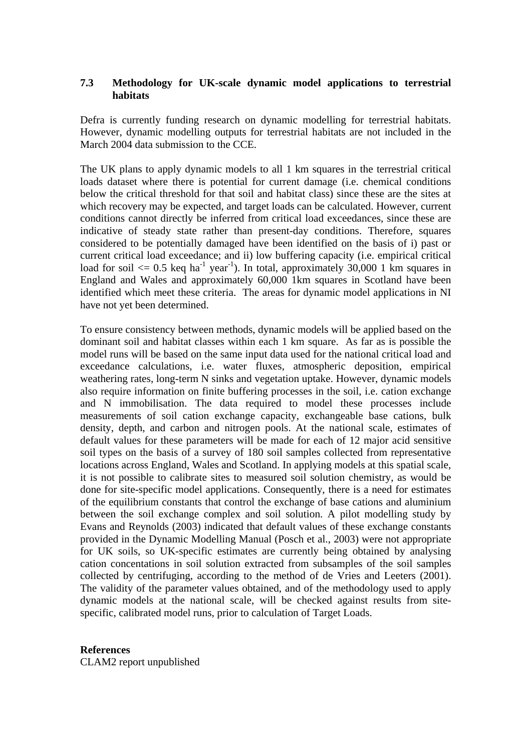### 7.3 Methodology for UK-scale dynamic model applications to terrestrial habitats

Defra is currently funding research on dynamic modelling for terrestrial habitats. However, dynamic modelling outputs for terrestrial habitats are not included in the March 2004 data submission to the CCE.

The UK plans to apply dynamic models to all 1 km squares in the terrestrial critical loads dataset where there is potential for current damage (i.e. chemical conditions below the critical threshold for that soil and habitat class) since these are the sites at which recovery may be expected, and target loads can be calculated. However, current conditions cannot directly be inferred from critical load exceedances, since these are indicative of steady state rather than present-day conditions. Therefore, squares considered to be potentially damaged have been identified on the basis of i) past or current critical load exceedance; and ii) low buffering capacity (i.e. empirical critical load for soil <= 0.5 keq $ha^{-1}$ $year^{-1}$). In total, approximately 30,000 1 km squares in England and Wales and approximately 60,000 1km squares in Scotland have been identified which meet these criteria. The areas for dynamic model applications in NI have not yet been determined.

To ensure consistency between methods, dynamic models will be applied based on the dominant soil and habitat classes within each 1 km square. As far as is possible the model runs will be based on the same input data used for the national critical load and exceedance calculations, i.e. water fluxes, atmospheric deposition, empirical weathering rates, long-term N sinks and vegetation uptake. However, dynamic models also require information on finite buffering processes in the soil, i.e. cation exchange and N immobilisation. The data required to model these processes include measurements of soil cation exchange capacity, exchangeable base cations, bulk density, depth, and carbon and nitrogen pools. At the national scale, estimates of default values for these parameters will be made for each of 12 major acid sensitive soil types on the basis of a survey of 180 soil samples collected from representative locations across England, Wales and Scotland. In applying models at this spatial scale, it is not possible to calibrate sites to measured soil solution chemistry, as would be done for site-specific model applications. Consequently, there is a need for estimates of the equilibrium constants that control the exchange of base cations and aluminium between the soil exchange complex and soil solution. A pilot modelling study by Evans and Reynolds (2003) indicated that default values of these exchange constants provided in the Dynamic Modelling Manual (Posch et al., 2003) were not appropriate for UK soils, so UK-specific estimates are currently being obtained by analysing cation concentations in soil solution extracted from subsamples of the soil samples collected by centrifuging, according to the method of de Vries and Leeters (2001). The validity of the parameter values obtained, and of the methodology used to apply dynamic models at the national scale, will be checked against results from site-specific, calibrated model runs, prior to calculation of Target Loads.

**References**

CLAM2 report unpublished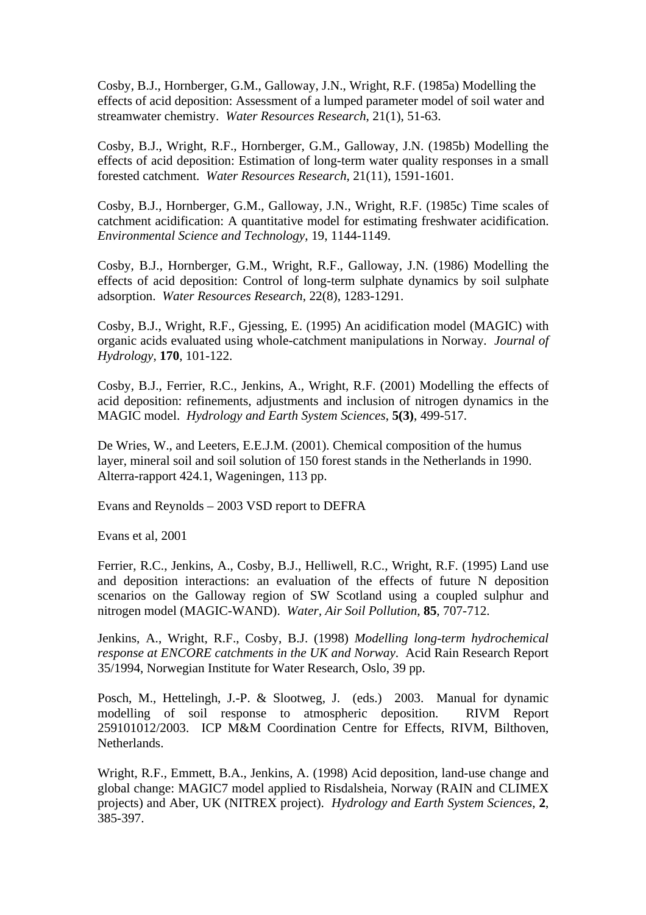Cosby, B.J., Hornberger, G.M., Galloway, J.N., Wright, R.F. (1985a) Modelling the effects of acid deposition: Assessment of a lumped parameter model of soil water and streamwater chemistry. *Water Resources Research*, 21(1), 51-63.

Cosby, B.J., Wright, R.F., Hornberger, G.M., Galloway, J.N. (1985b) Modelling the effects of acid deposition: Estimation of long-term water quality responses in a small forested catchment. *Water Resources Research*, 21(11), 1591-1601.

Cosby, B.J., Hornberger, G.M., Galloway, J.N., Wright, R.F. (1985c) Time scales of catchment acidification: A quantitative model for estimating freshwater acidification. *Environmental Science and Technology*, 19, 1144-1149.

Cosby, B.J., Hornberger, G.M., Wright, R.F., Galloway, J.N. (1986) Modelling the effects of acid deposition: Control of long-term sulphate dynamics by soil sulphate adsorption. *Water Resources Research*, 22(8), 1283-1291.

Cosby, B.J., Wright, R.F., Gjessing, E. (1995) An acidification model (MAGIC) with organic acids evaluated using whole-catchment manipulations in Norway. *Journal of Hydrology*, **170**, 101-122.

Cosby, B.J., Ferrier, R.C., Jenkins, A., Wright, R.F. (2001) Modelling the effects of acid deposition: refinements, adjustments and inclusion of nitrogen dynamics in the MAGIC model. *Hydrology and Earth System Sciences*, **5(3)**, 499-517.

De Wries, W., and Leeters, E.E.J.M. (2001). Chemical composition of the humus layer, mineral soil and soil solution of 150 forest stands in the Netherlands in 1990. Alterra-rapport 424.1, Wageningen, 113 pp.

Evans and Reynolds – 2003 VSD report to DEFRA

Evans et al, 2001

Ferrier, R.C., Jenkins, A., Cosby, B.J., Helliwell, R.C., Wright, R.F. (1995) Land use and deposition interactions: an evaluation of the effects of future N deposition scenarios on the Galloway region of SW Scotland using a coupled sulphur and nitrogen model (MAGIC-WAND). *Water, Air Soil Pollution*, **85**, 707-712.

Jenkins, A., Wright, R.F., Cosby, B.J. (1998) *Modelling long-term hydrochemical response at ENCORE catchments in the UK and Norway.* Acid Rain Research Report 35/1994, Norwegian Institute for Water Research, Oslo, 39 pp.

Posch, M., Hettelingh, J.-P. & Slootweg, J. (eds.) 2003. Manual for dynamic modelling of soil response to atmospheric deposition. RIVM Report 259101012/2003. ICP M&M Coordination Centre for Effects, RIVM, Bilthoven, Netherlands.

Wright, R.F., Emmett, B.A., Jenkins, A. (1998) Acid deposition, land-use change and global change: MAGIC7 model applied to Risdalsheia, Norway (RAIN and CLIMEX projects) and Aber, UK (NITREX project). *Hydrology and Earth System Sciences*, **2**, 385-397.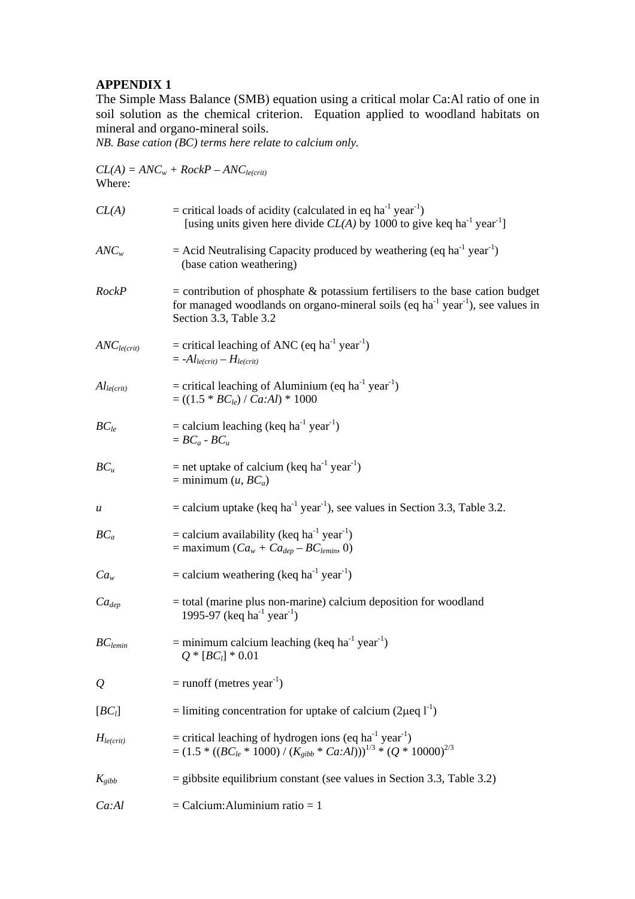**APPENDIX 1**

The Simple Mass Balance (SMB) equation using a critical molar Ca:Al ratio of one in soil solution as the chemical criterion. Equation applied to woodland habitats on mineral and organo-mineral soils.

*NB. Base cation (BC) terms here relate to calcium only.*

$CL(A) = ANC_w + RockP – ANC_{le(crit)}$

Where:

$CL(A)$ = critical loads of acidity (calculated in eq $ha^{-1}$ $year^{-1}$)
[using units given here divide $CL(A)$ by 1000 to give keq $ha^{-1}$ $year^{-1}$]

$ANC_w$ = Acid Neutralising Capacity produced by weathering (eq $ha^{-1}$ $year^{-1}$)
(base cation weathering)

$RockP$ = contribution of phosphate & potassium fertilisers to the base cation budget for managed woodlands on organo-mineral soils (eq $ha^{-1}$ $year^{-1}$), see values in Section 3.3, Table 3.2

$ANC_{le(crit)}$ = critical leaching of ANC (eq $ha^{-1}$ $year^{-1}$)
$= -Al_{le(crit)} – H_{le(crit)}$

$Al_{le(crit)}$ = critical leaching of Aluminium (eq $ha^{-1}$ $year^{-1}$)
$= ((1.5 * BC_{le}) / Ca:Al) * 1000$

$BC_{le}$ = calcium leaching (keq $ha^{-1}$ $year^{-1}$)
$= BC_a - BC_u$

$BC_u$ = net uptake of calcium (keq $ha^{-1}$ $year^{-1}$)
= minimum $(u, BC_a)$

$u$ = calcium uptake (keq $ha^{-1}$ $year^{-1}$), see values in Section 3.3, Table 3.2.

$BC_a$ = calcium availability (keq $ha^{-1}$ $year^{-1}$)
= maximum $(Ca_w + Ca_{dep} – BC_{lemin}, 0)$

$Ca_w$ = calcium weathering (keq $ha^{-1}$ $year^{-1}$)

$Ca_{dep}$ = total (marine plus non-marine) calcium deposition for woodland 1995-97 (keq $ha^{-1}$ $year^{-1}$)

$BC_{lemin}$ = minimum calcium leaching (keq $ha^{-1}$ $year^{-1}$)
$Q * [BC_l] * 0.01$

$Q$ = runoff (metres $year^{-1}$)

$[BC_l]$ = limiting concentration for uptake of calcium (2μeq $l^{-1}$)

$H_{le(crit)}$ = critical leaching of hydrogen ions (eq $ha^{-1}$ $year^{-1}$)
$= (1.5 * ((BC_{le} * 1000) / (K_{gibb} * Ca:Al)))^{1/3} * (Q * 10000)^{2/3}$

$K_{gibb}$ = gibbsite equilibrium constant (see values in Section 3.3, Table 3.2)

$Ca:Al$ = Calcium:Aluminium ratio = 1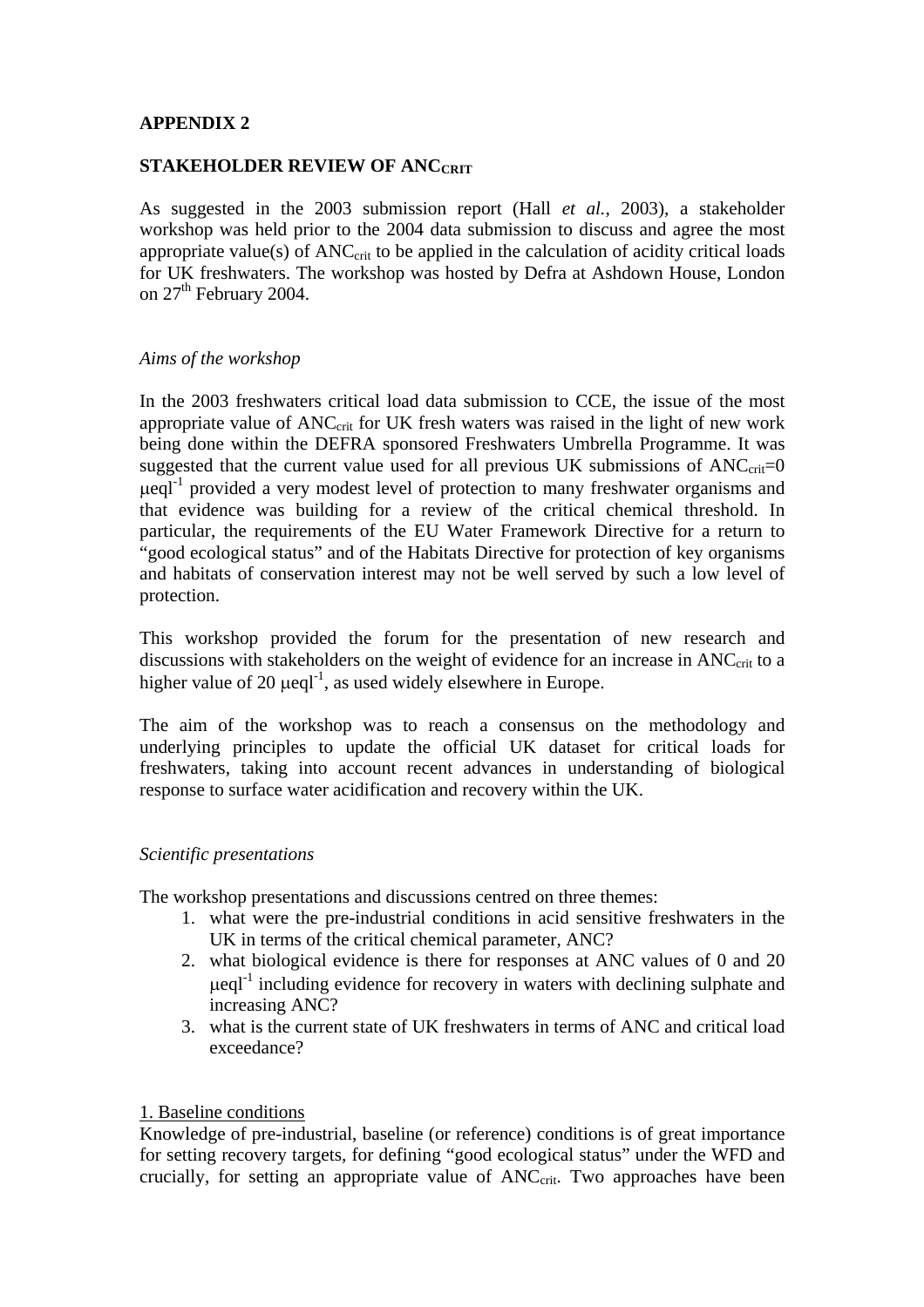**APPENDIX 2**

**STAKEHOLDER REVIEW OF $ANC_{CRIT}$**

As suggested in the 2003 submission report (Hall *et al.*, 2003), a stakeholder workshop was held prior to the 2004 data submission to discuss and agree the most appropriate value(s) of $ANC_{crit}$ to be applied in the calculation of acidity critical loads for UK freshwaters. The workshop was hosted by Defra at Ashdown House, London on 27th February 2004.

*Aims of the workshop*

In the 2003 freshwaters critical load data submission to CCE, the issue of the most appropriate value of $ANC_{crit}$ for UK fresh waters was raised in the light of new work being done within the DEFRA sponsored Freshwaters Umbrella Programme. It was suggested that the current value used for all previous UK submissions of $ANC_{crit}=0$ $\mu eql^{-1}$ provided a very modest level of protection to many freshwater organisms and that evidence was building for a review of the critical chemical threshold. In particular, the requirements of the EU Water Framework Directive for a return to "good ecological status" and of the Habitats Directive for protection of key organisms and habitats of conservation interest may not be well served by such a low level of protection.

This workshop provided the forum for the presentation of new research and discussions with stakeholders on the weight of evidence for an increase in $ANC_{crit}$ to a higher value of 20 $\mu eql^{-1}$, as used widely elsewhere in Europe.

The aim of the workshop was to reach a consensus on the methodology and underlying principles to update the official UK dataset for critical loads for freshwaters, taking into account recent advances in understanding of biological response to surface water acidification and recovery within the UK.

*Scientific presentations*

The workshop presentations and discussions centred on three themes:

1. what were the pre-industrial conditions in acid sensitive freshwaters in the UK in terms of the critical chemical parameter, ANC?
2. what biological evidence is there for responses at ANC values of 0 and 20 $\mu eql^{-1}$ including evidence for recovery in waters with declining sulphate and increasing ANC?
3. what is the current state of UK freshwaters in terms of ANC and critical load exceedance?

1. Baseline conditions

Knowledge of pre-industrial, baseline (or reference) conditions is of great importance for setting recovery targets, for defining "good ecological status" under the WFD and crucially, for setting an appropriate value of $ANC_{crit}$. Two approaches have been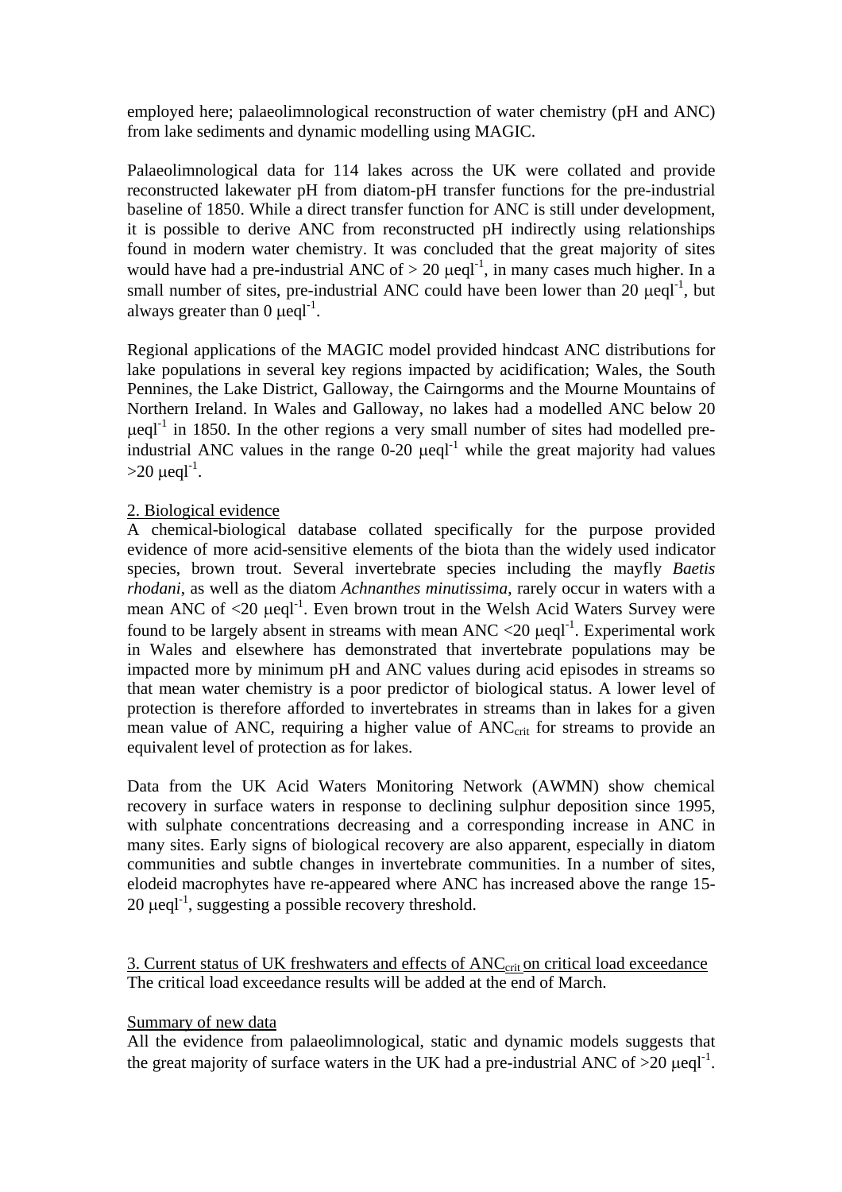employed here; palaeolimnological reconstruction of water chemistry (pH and ANC) from lake sediments and dynamic modelling using MAGIC.

Palaeolimnological data for 114 lakes across the UK were collated and provide reconstructed lakewater pH from diatom-pH transfer functions for the pre-industrial baseline of 1850. While a direct transfer function for ANC is still under development, it is possible to derive ANC from reconstructed pH indirectly using relationships found in modern water chemistry. It was concluded that the great majority of sites would have had a pre-industrial ANC of > 20 $\mu eql^{-1}$, in many cases much higher. In a small number of sites, pre-industrial ANC could have been lower than 20 $\mu eql^{-1}$, but always greater than 0 $\mu eql^{-1}$.

Regional applications of the MAGIC model provided hindcast ANC distributions for lake populations in several key regions impacted by acidification; Wales, the South Pennines, the Lake District, Galloway, the Cairngorms and the Mourne Mountains of Northern Ireland. In Wales and Galloway, no lakes had a modelled ANC below 20 $\mu eql^{-1}$ in 1850. In the other regions a very small number of sites had modelled pre-industrial ANC values in the range 0-20 $\mu eql^{-1}$ while the great majority had values >20 $\mu eql^{-1}$.

2. Biological evidence

A chemical-biological database collated specifically for the purpose provided evidence of more acid-sensitive elements of the biota than the widely used indicator species, brown trout. Several invertebrate species including the mayfly *Baetis rhodani*, as well as the diatom *Achnanthes minutissima*, rarely occur in waters with a mean ANC of <20 $\mu eql^{-1}$. Even brown trout in the Welsh Acid Waters Survey were found to be largely absent in streams with mean ANC <20 $\mu eql^{-1}$. Experimental work in Wales and elsewhere has demonstrated that invertebrate populations may be impacted more by minimum pH and ANC values during acid episodes in streams so that mean water chemistry is a poor predictor of biological status. A lower level of protection is therefore afforded to invertebrates in streams than in lakes for a given mean value of ANC, requiring a higher value of $ANC_{crit}$ for streams to provide an equivalent level of protection as for lakes.

Data from the UK Acid Waters Monitoring Network (AWMN) show chemical recovery in surface waters in response to declining sulphur deposition since 1995, with sulphate concentrations decreasing and a corresponding increase in ANC in many sites. Early signs of biological recovery are also apparent, especially in diatom communities and subtle changes in invertebrate communities. In a number of sites, elodeid macrophytes have re-appeared where ANC has increased above the range 15-20 $\mu eql^{-1}$, suggesting a possible recovery threshold.

3. Current status of UK freshwaters and effects of $ANC_{crit}$ on critical load exceedance

The critical load exceedance results will be added at the end of March.

Summary of new data

All the evidence from palaeolimnological, static and dynamic models suggests that the great majority of surface waters in the UK had a pre-industrial ANC of >20 $\mu eql^{-1}$.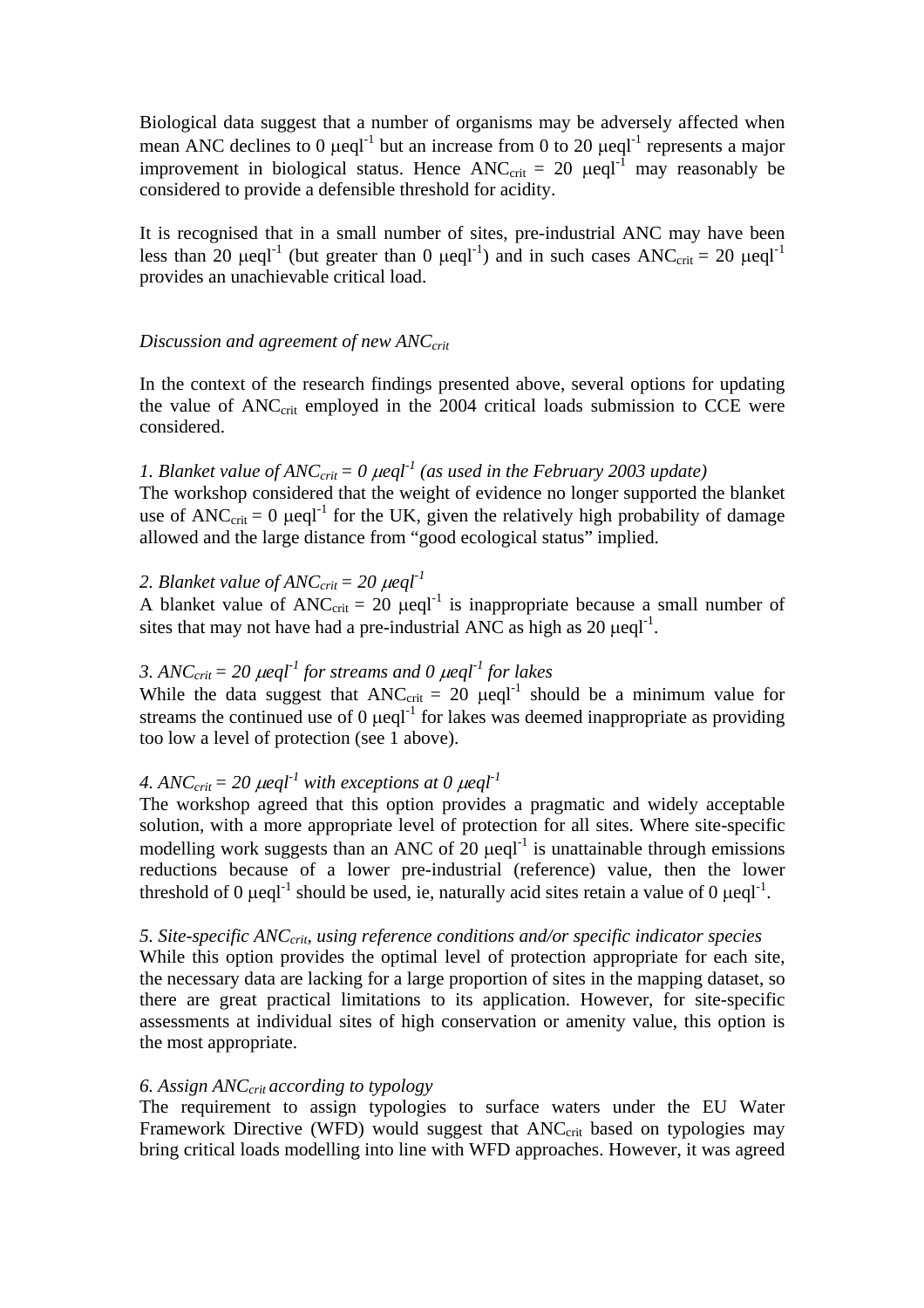Biological data suggest that a number of organisms may be adversely affected when mean ANC declines to 0 $\mu eql^{-1}$ but an increase from 0 to 20 $\mu eql^{-1}$ represents a major improvement in biological status. Hence $ANC_{crit}$ = 20 $\mu eql^{-1}$ may reasonably be considered to provide a defensible threshold for acidity.

It is recognised that in a small number of sites, pre-industrial ANC may have been less than 20 $\mu eql^{-1}$ (but greater than 0 $\mu eql^{-1}$) and in such cases $ANC_{crit}$ = 20 $\mu eql^{-1}$ provides an unachievable critical load.

*Discussion and agreement of new $ANC_{crit}$*

In the context of the research findings presented above, several options for updating the value of $ANC_{crit}$ employed in the 2004 critical loads submission to CCE were considered.

*1. Blanket value of $ANC_{crit}$ = 0 $\mu eql^{-1}$ (as used in the February 2003 update)*
The workshop considered that the weight of evidence no longer supported the blanket use of $ANC_{crit}$ = 0 $\mu eql^{-1}$ for the UK, given the relatively high probability of damage allowed and the large distance from "good ecological status" implied.

*2. Blanket value of $ANC_{crit}$ = 20 $\mu eql^{-1}$*
A blanket value of $ANC_{crit}$ = 20 $\mu eql^{-1}$ is inappropriate because a small number of sites that may not have had a pre-industrial ANC as high as 20 $\mu eql^{-1}$.

*3. $ANC_{crit}$ = 20 $\mu eql^{-1}$ for streams and 0 $\mu eql^{-1}$ for lakes*
While the data suggest that $ANC_{crit}$ = 20 $\mu eql^{-1}$ should be a minimum value for streams the continued use of 0 $\mu eql^{-1}$ for lakes was deemed inappropriate as providing too low a level of protection (see 1 above).

*4. $ANC_{crit}$ = 20 $\mu eql^{-1}$ with exceptions at 0 $\mu eql^{-1}$*
The workshop agreed that this option provides a pragmatic and widely acceptable solution, with a more appropriate level of protection for all sites. Where site-specific modelling work suggests than an ANC of 20 $\mu eql^{-1}$ is unattainable through emissions reductions because of a lower pre-industrial (reference) value, then the lower threshold of 0 $\mu eql^{-1}$ should be used, ie, naturally acid sites retain a value of 0 $\mu eql^{-1}$.

*5. Site-specific $ANC_{crit}$, using reference conditions and/or specific indicator species*
While this option provides the optimal level of protection appropriate for each site, the necessary data are lacking for a large proportion of sites in the mapping dataset, so there are great practical limitations to its application. However, for site-specific assessments at individual sites of high conservation or amenity value, this option is the most appropriate.

*6. Assign $ANC_{crit}$ according to typology*
The requirement to assign typologies to surface waters under the EU Water Framework Directive (WFD) would suggest that $ANC_{crit}$ based on typologies may bring critical loads modelling into line with WFD approaches. However, it was agreed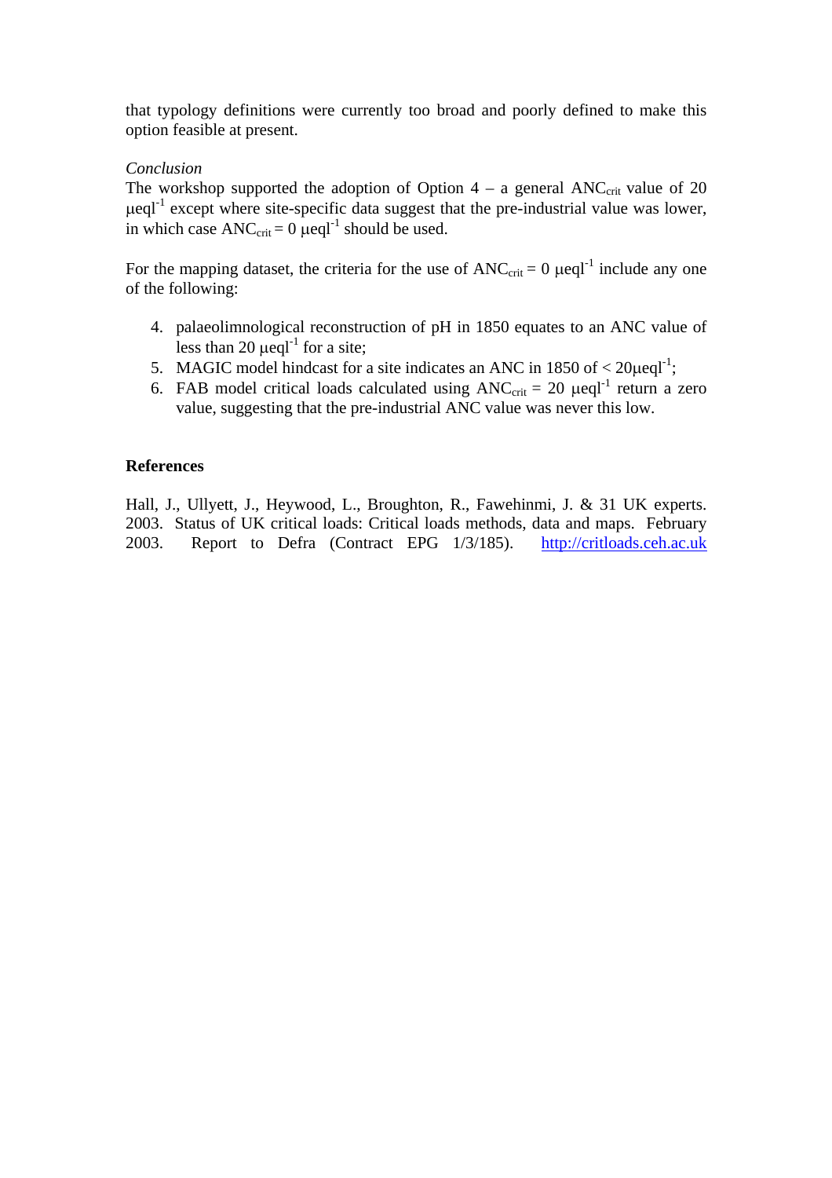that typology definitions were currently too broad and poorly defined to make this option feasible at present.

*Conclusion*

The workshop supported the adoption of Option 4 – a general $ANC_{crit}$ value of 20 $\mu eql^{-1}$ except where site-specific data suggest that the pre-industrial value was lower, in which case $ANC_{crit} = 0$ $\mu eql^{-1}$ should be used.

For the mapping dataset, the criteria for the use of $ANC_{crit} = 0$ $\mu eql^{-1}$ include any one of the following:

4. palaeolimnological reconstruction of pH in 1850 equates to an ANC value of less than 20 $\mu eql^{-1}$ for a site;
5. MAGIC model hindcast for a site indicates an ANC in 1850 of < 20$\mu eql^{-1}$;
6. FAB model critical loads calculated using $ANC_{crit} = 20$ $\mu eql^{-1}$ return a zero value, suggesting that the pre-industrial ANC value was never this low.

**References**

Hall, J., Ullyett, J., Heywood, L., Broughton, R., Fawehinmi, J. & 31 UK experts. 2003. Status of UK critical loads: Critical loads methods, data and maps. February 2003. Report to Defra (Contract EPG 1/3/185). http://critloads.ceh.ac.uk